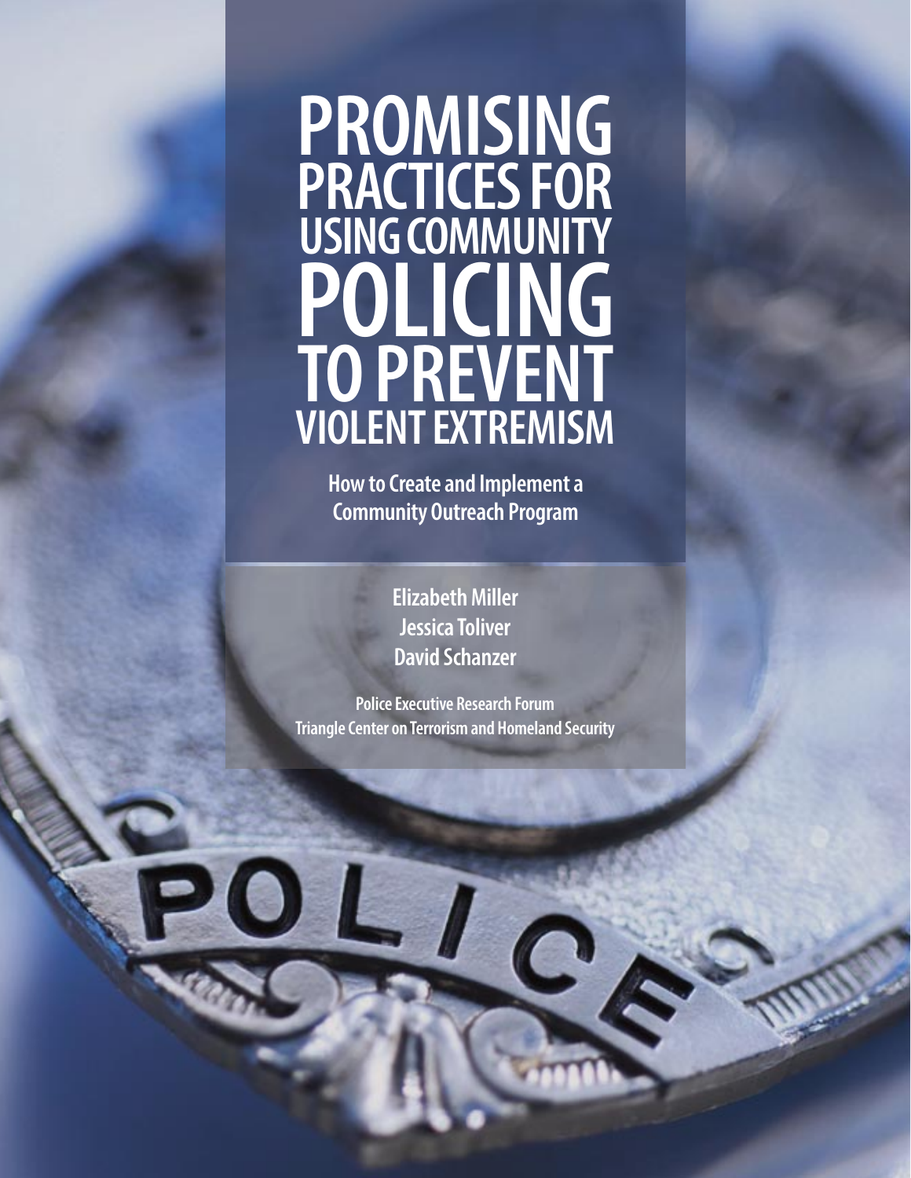# PROMISING PRACTICES FOR USING COMMUNITY POLICING TO PREVENT VIOLENT EXTREMISM

## How to Create and Implement a Community Outreach Program

**Elizabeth Miller**
**Jessica Toliver**
**David Schanzer**

**Police Executive Research Forum**
**Triangle Center on Terrorism and Homeland Security**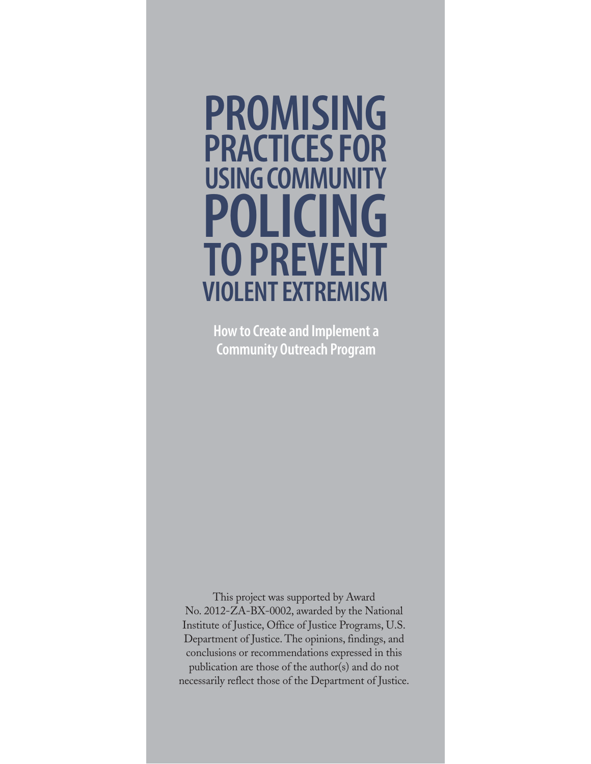# PROMISING PRACTICES FOR USING COMMUNITY POLICING TO PREVENT VIOLENT EXTREMISM

## How to Create and Implement a Community Outreach Program

This project was supported by Award No. 2012-ZA-BX-0002, awarded by the National Institute of Justice, Office of Justice Programs, U.S. Department of Justice. The opinions, findings, and conclusions or recommendations expressed in this publication are those of the author(s) and do not necessarily reflect those of the Department of Justice.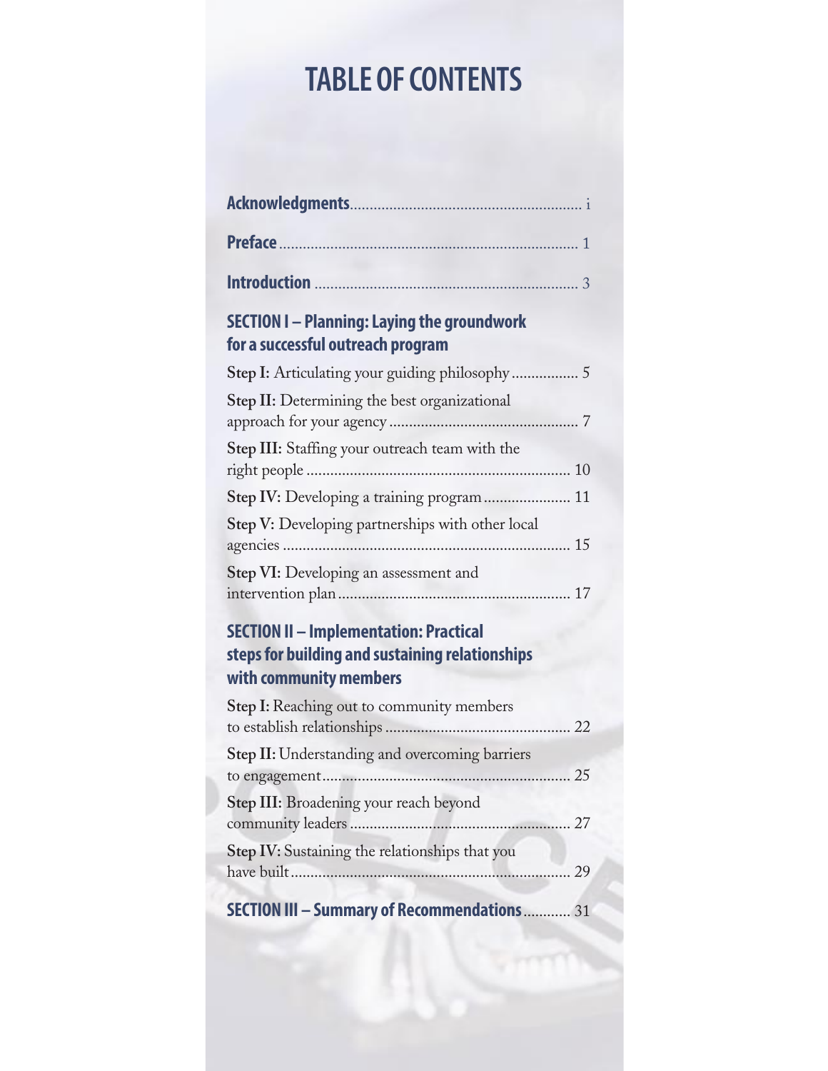# TABLE OF CONTENTS

**Acknowledgments** .......... i

**Preface** .......... 1

**Introduction** .......... 3

## SECTION I – Planning: Laying the groundwork for a successful outreach program

**Step I:** Articulating your guiding philosophy .......... 5

**Step II:** Determining the best organizational approach for your agency .......... 7

**Step III:** Staffing your outreach team with the right people .......... 10

**Step IV:** Developing a training program .......... 11

**Step V:** Developing partnerships with other local agencies .......... 15

**Step VI:** Developing an assessment and intervention plan .......... 17

## SECTION II – Implementation: Practical steps for building and sustaining relationships with community members

**Step I:** Reaching out to community members to establish relationships .......... 22

**Step II:** Understanding and overcoming barriers to engagement .......... 25

**Step III:** Broadening your reach beyond community leaders .......... 27

**Step IV:** Sustaining the relationships that you have built .......... 29

## SECTION III – Summary of Recommendations .......... 31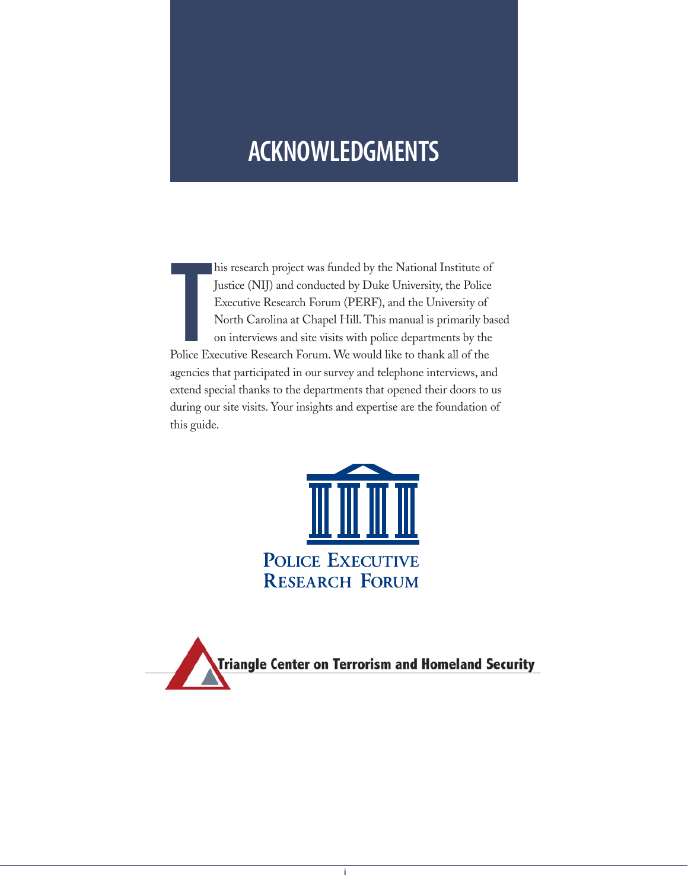# ACKNOWLEDGMENTS

This research project was funded by the National Institute of Justice (NIJ) and conducted by Duke University, the Police Executive Research Forum (PERF), and the University of North Carolina at Chapel Hill. This manual is primarily based on interviews and site visits with police departments by the Police Executive Research Forum. We would like to thank all of the agencies that participated in our survey and telephone interviews, and extend special thanks to the departments that opened their doors to us during our site visits. Your insights and expertise are the foundation of this guide.

POLICE EXECUTIVE RESEARCH FORUM

Triangle Center on Terrorism and Homeland Security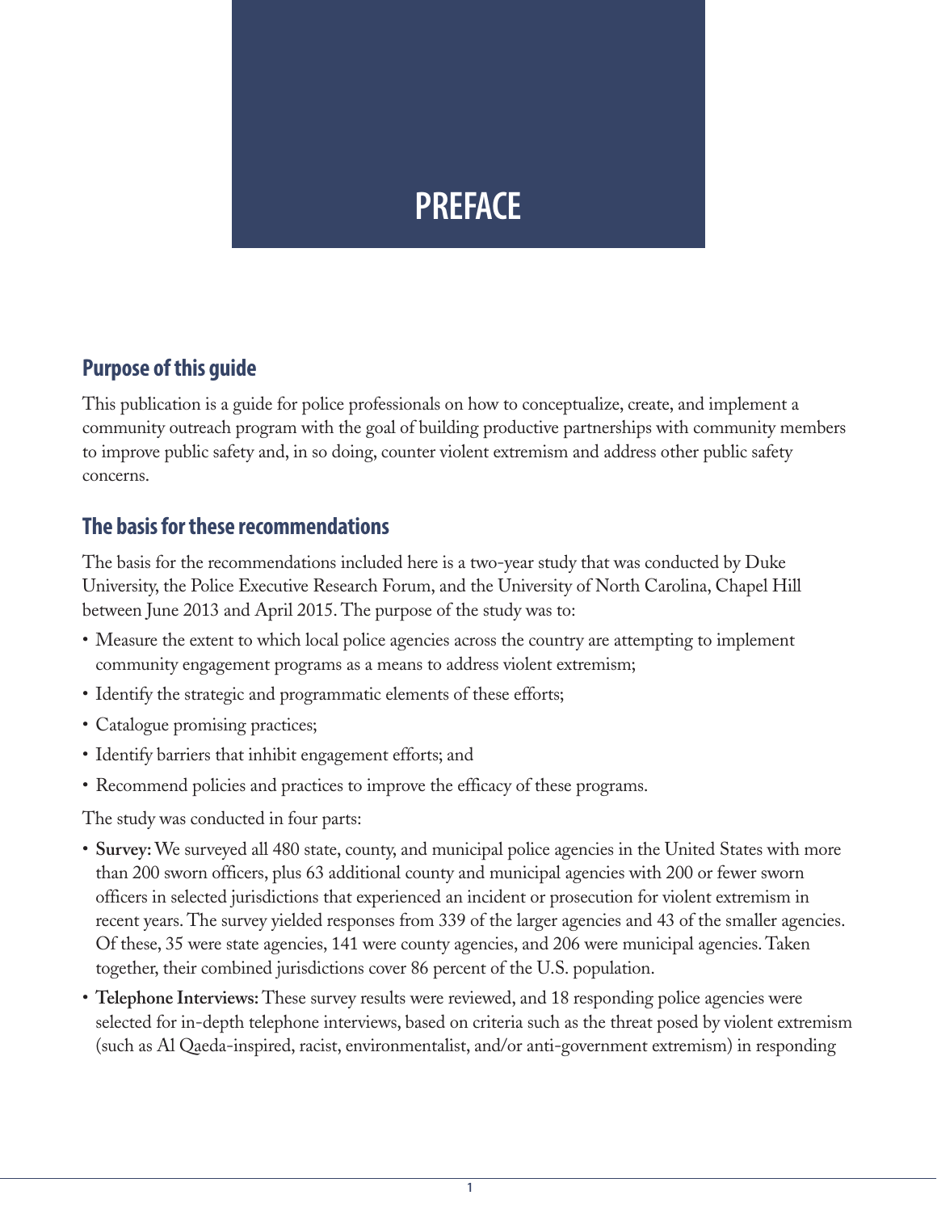# PREFACE

## Purpose of this guide

This publication is a guide for police professionals on how to conceptualize, create, and implement a community outreach program with the goal of building productive partnerships with community members to improve public safety and, in so doing, counter violent extremism and address other public safety concerns.

## The basis for these recommendations

The basis for the recommendations included here is a two-year study that was conducted by Duke University, the Police Executive Research Forum, and the University of North Carolina, Chapel Hill between June 2013 and April 2015. The purpose of the study was to:

- Measure the extent to which local police agencies across the country are attempting to implement community engagement programs as a means to address violent extremism;
- Identify the strategic and programmatic elements of these efforts;
- Catalogue promising practices;
- Identify barriers that inhibit engagement efforts; and
- Recommend policies and practices to improve the efficacy of these programs.

The study was conducted in four parts:

- **Survey:** We surveyed all 480 state, county, and municipal police agencies in the United States with more than 200 sworn officers, plus 63 additional county and municipal agencies with 200 or fewer sworn officers in selected jurisdictions that experienced an incident or prosecution for violent extremism in recent years. The survey yielded responses from 339 of the larger agencies and 43 of the smaller agencies. Of these, 35 were state agencies, 141 were county agencies, and 206 were municipal agencies. Taken together, their combined jurisdictions cover 86 percent of the U.S. population.
- **Telephone Interviews:** These survey results were reviewed, and 18 responding police agencies were selected for in-depth telephone interviews, based on criteria such as the threat posed by violent extremism (such as Al Qaeda-inspired, racist, environmentalist, and/or anti-government extremism) in responding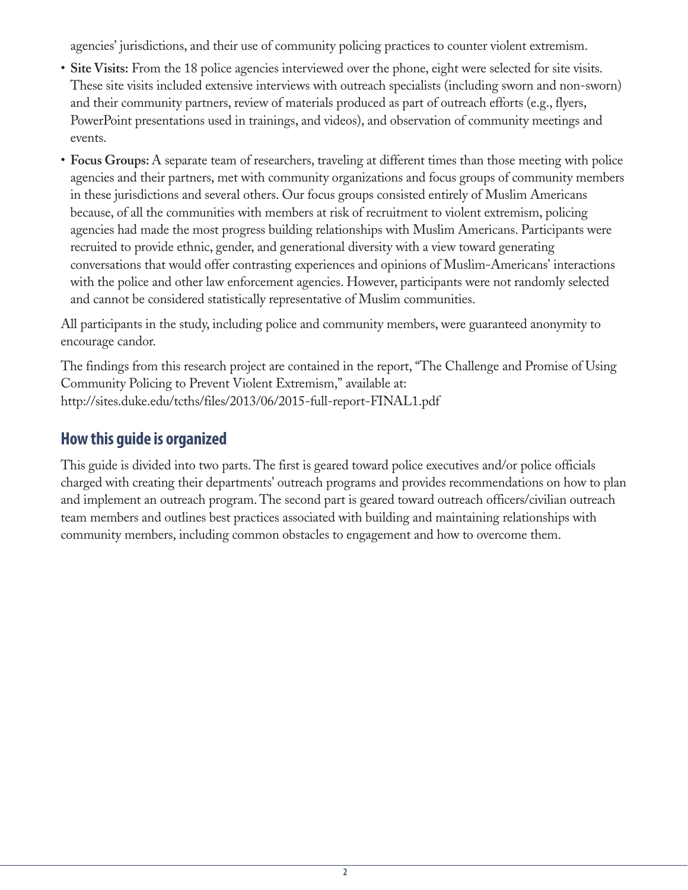agencies' jurisdictions, and their use of community policing practices to counter violent extremism.

- **Site Visits:** From the 18 police agencies interviewed over the phone, eight were selected for site visits. These site visits included extensive interviews with outreach specialists (including sworn and non-sworn) and their community partners, review of materials produced as part of outreach efforts (e.g., flyers, PowerPoint presentations used in trainings, and videos), and observation of community meetings and events.
- **Focus Groups:** A separate team of researchers, traveling at different times than those meeting with police agencies and their partners, met with community organizations and focus groups of community members in these jurisdictions and several others. Our focus groups consisted entirely of Muslim Americans because, of all the communities with members at risk of recruitment to violent extremism, policing agencies had made the most progress building relationships with Muslim Americans. Participants were recruited to provide ethnic, gender, and generational diversity with a view toward generating conversations that would offer contrasting experiences and opinions of Muslim-Americans' interactions with the police and other law enforcement agencies. However, participants were not randomly selected and cannot be considered statistically representative of Muslim communities.

All participants in the study, including police and community members, were guaranteed anonymity to encourage candor.

The findings from this research project are contained in the report, "The Challenge and Promise of Using Community Policing to Prevent Violent Extremism," available at: http://sites.duke.edu/tcths/files/2013/06/2015-full-report-FINAL1.pdf

## How this guide is organized

This guide is divided into two parts. The first is geared toward police executives and/or police officials charged with creating their departments' outreach programs and provides recommendations on how to plan and implement an outreach program. The second part is geared toward outreach officers/civilian outreach team members and outlines best practices associated with building and maintaining relationships with community members, including common obstacles to engagement and how to overcome them.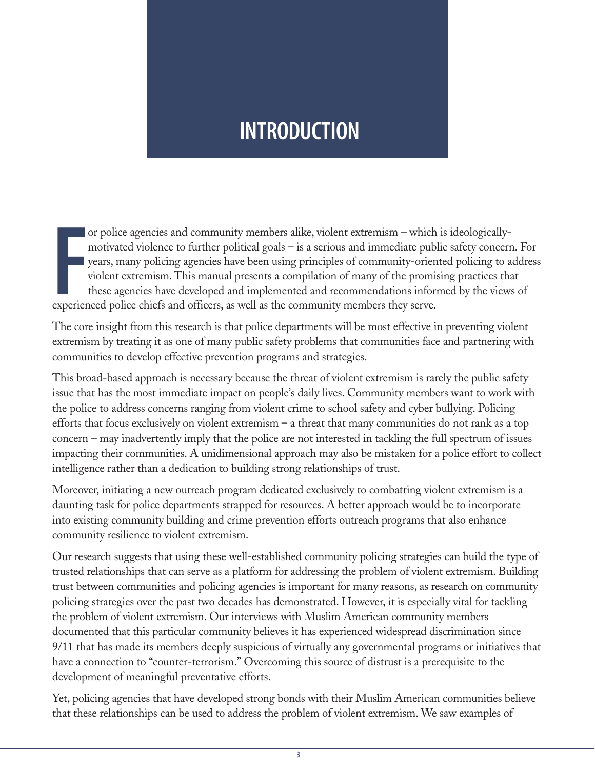# INTRODUCTION

For police agencies and community members alike, violent extremism – which is ideologically-motivated violence to further political goals – is a serious and immediate public safety concern. For years, many policing agencies have been using principles of community-oriented policing to address violent extremism. This manual presents a compilation of many of the promising practices that these agencies have developed and implemented and recommendations informed by the views of experienced police chiefs and officers, as well as the community members they serve.

The core insight from this research is that police departments will be most effective in preventing violent extremism by treating it as one of many public safety problems that communities face and partnering with communities to develop effective prevention programs and strategies.

This broad-based approach is necessary because the threat of violent extremism is rarely the public safety issue that has the most immediate impact on people's daily lives. Community members want to work with the police to address concerns ranging from violent crime to school safety and cyber bullying. Policing efforts that focus exclusively on violent extremism – a threat that many communities do not rank as a top concern – may inadvertently imply that the police are not interested in tackling the full spectrum of issues impacting their communities. A unidimensional approach may also be mistaken for a police effort to collect intelligence rather than a dedication to building strong relationships of trust.

Moreover, initiating a new outreach program dedicated exclusively to combatting violent extremism is a daunting task for police departments strapped for resources. A better approach would be to incorporate into existing community building and crime prevention efforts outreach programs that also enhance community resilience to violent extremism.

Our research suggests that using these well-established community policing strategies can build the type of trusted relationships that can serve as a platform for addressing the problem of violent extremism. Building trust between communities and policing agencies is important for many reasons, as research on community policing strategies over the past two decades has demonstrated. However, it is especially vital for tackling the problem of violent extremism. Our interviews with Muslim American community members documented that this particular community believes it has experienced widespread discrimination since 9/11 that has made its members deeply suspicious of virtually any governmental programs or initiatives that have a connection to "counter-terrorism." Overcoming this source of distrust is a prerequisite to the development of meaningful preventative efforts.

Yet, policing agencies that have developed strong bonds with their Muslim American communities believe that these relationships can be used to address the problem of violent extremism. We saw examples of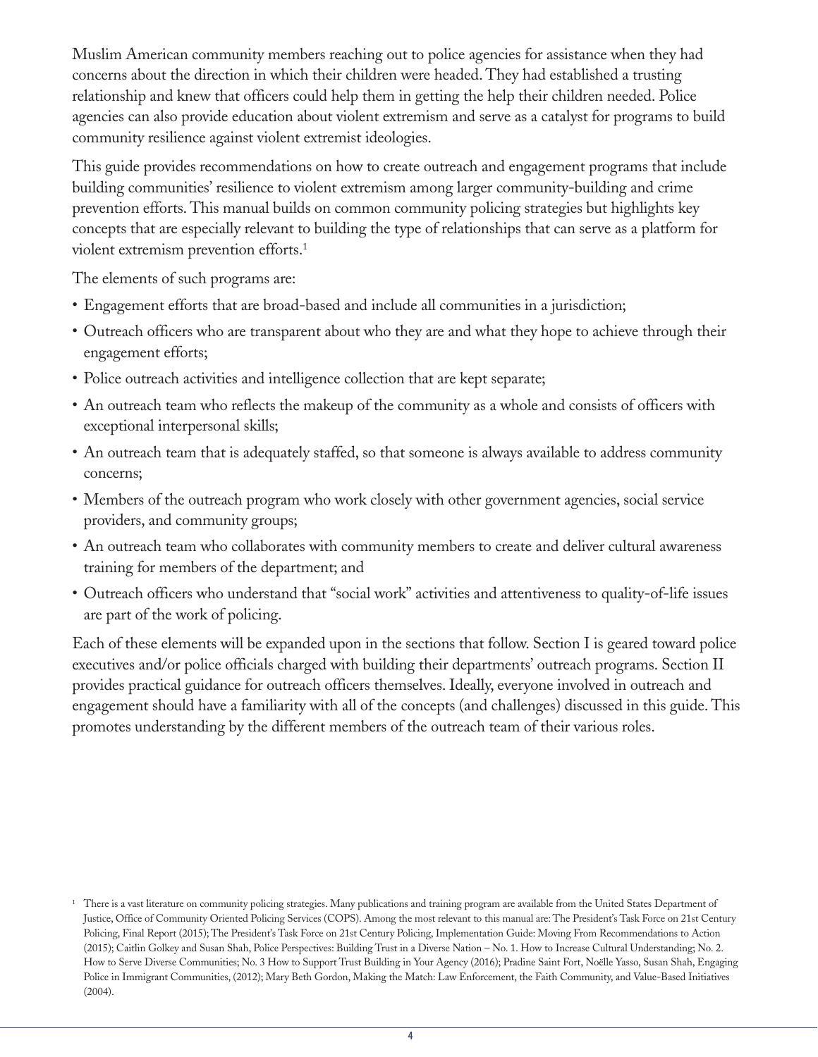Muslim American community members reaching out to police agencies for assistance when they had concerns about the direction in which their children were headed. They had established a trusting relationship and knew that officers could help them in getting the help their children needed. Police agencies can also provide education about violent extremism and serve as a catalyst for programs to build community resilience against violent extremist ideologies.

This guide provides recommendations on how to create outreach and engagement programs that include building communities' resilience to violent extremism among larger community-building and crime prevention efforts. This manual builds on common community policing strategies but highlights key concepts that are especially relevant to building the type of relationships that can serve as a platform for violent extremism prevention efforts.[1]

The elements of such programs are:

- Engagement efforts that are broad-based and include all communities in a jurisdiction;
- Outreach officers who are transparent about who they are and what they hope to achieve through their engagement efforts;
- Police outreach activities and intelligence collection that are kept separate;
- An outreach team who reflects the makeup of the community as a whole and consists of officers with exceptional interpersonal skills;
- An outreach team that is adequately staffed, so that someone is always available to address community concerns;
- Members of the outreach program who work closely with other government agencies, social service providers, and community groups;
- An outreach team who collaborates with community members to create and deliver cultural awareness training for members of the department; and
- Outreach officers who understand that "social work" activities and attentiveness to quality-of-life issues are part of the work of policing.

Each of these elements will be expanded upon in the sections that follow. Section I is geared toward police executives and/or police officials charged with building their departments' outreach programs. Section II provides practical guidance for outreach officers themselves. Ideally, everyone involved in outreach and engagement should have a familiarity with all of the concepts (and challenges) discussed in this guide. This promotes understanding by the different members of the outreach team of their various roles.

[1] There is a vast literature on community policing strategies. Many publications and training program are available from the United States Department of Justice, Office of Community Oriented Policing Services (COPS). Among the most relevant to this manual are: The President's Task Force on 21st Century Policing, Final Report (2015); The President's Task Force on 21st Century Policing, Implementation Guide: Moving From Recommendations to Action (2015); Caitlin Golkey and Susan Shah, Police Perspectives: Building Trust in a Diverse Nation – No. 1. How to Increase Cultural Understanding; No. 2. How to Serve Diverse Communities; No. 3 How to Support Trust Building in Your Agency (2016); Pradine Saint Fort, Noëlle Yasso, Susan Shah, Engaging Police in Immigrant Communities, (2012); Mary Beth Gordon, Making the Match: Law Enforcement, the Faith Community, and Value-Based Initiatives (2004).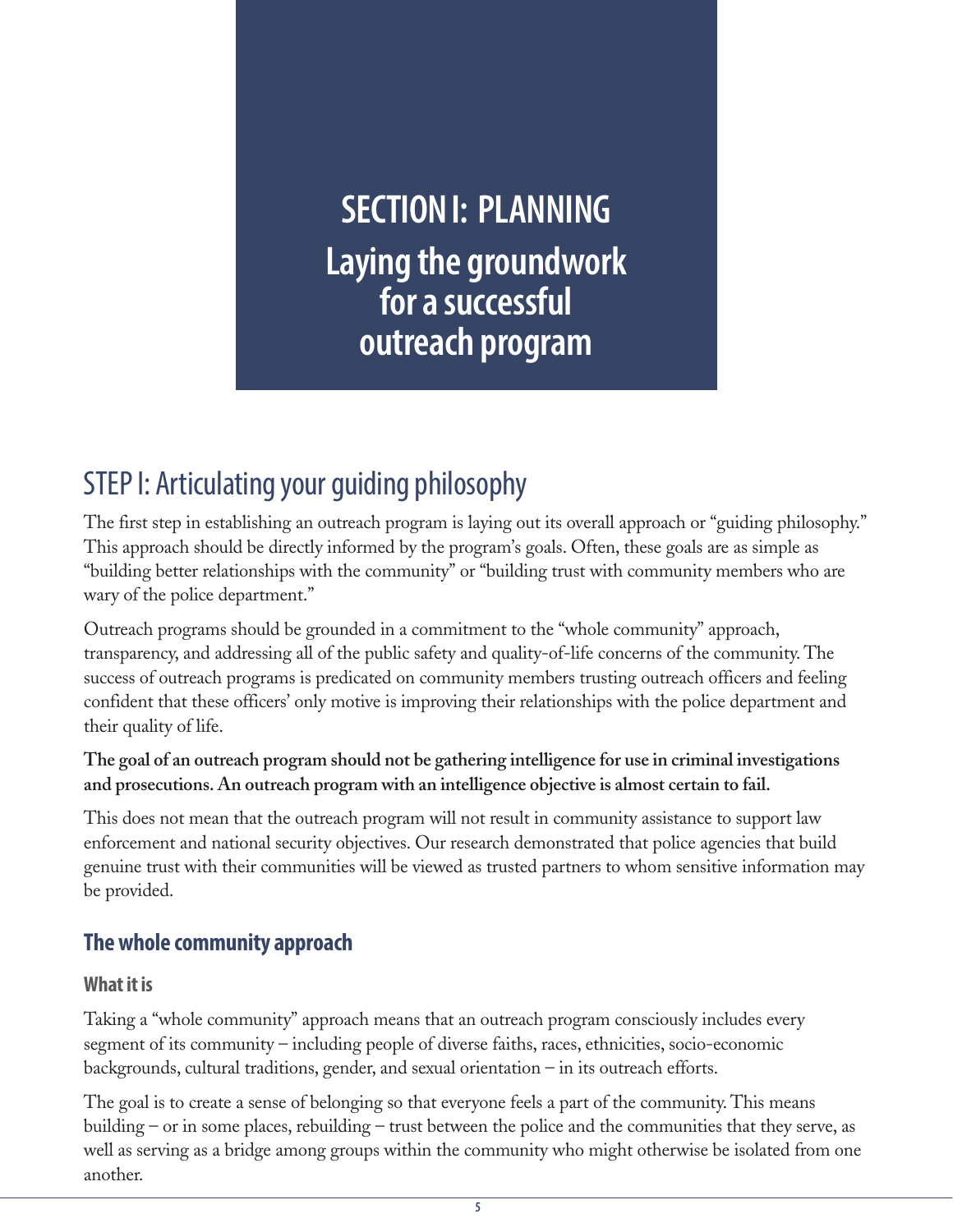# SECTION I: PLANNING
# Laying the groundwork for a successful outreach program

## STEP I: Articulating your guiding philosophy

The first step in establishing an outreach program is laying out its overall approach or "guiding philosophy." This approach should be directly informed by the program's goals. Often, these goals are as simple as "building better relationships with the community" or "building trust with community members who are wary of the police department."

Outreach programs should be grounded in a commitment to the "whole community" approach, transparency, and addressing all of the public safety and quality-of-life concerns of the community. The success of outreach programs is predicated on community members trusting outreach officers and feeling confident that these officers' only motive is improving their relationships with the police department and their quality of life.

**The goal of an outreach program should not be gathering intelligence for use in criminal investigations and prosecutions. An outreach program with an intelligence objective is almost certain to fail.**

This does not mean that the outreach program will not result in community assistance to support law enforcement and national security objectives. Our research demonstrated that police agencies that build genuine trust with their communities will be viewed as trusted partners to whom sensitive information may be provided.

### The whole community approach

#### What it is

Taking a "whole community" approach means that an outreach program consciously includes every segment of its community – including people of diverse faiths, races, ethnicities, socio-economic backgrounds, cultural traditions, gender, and sexual orientation – in its outreach efforts.

The goal is to create a sense of belonging so that everyone feels a part of the community. This means building – or in some places, rebuilding – trust between the police and the communities that they serve, as well as serving as a bridge among groups within the community who might otherwise be isolated from one another.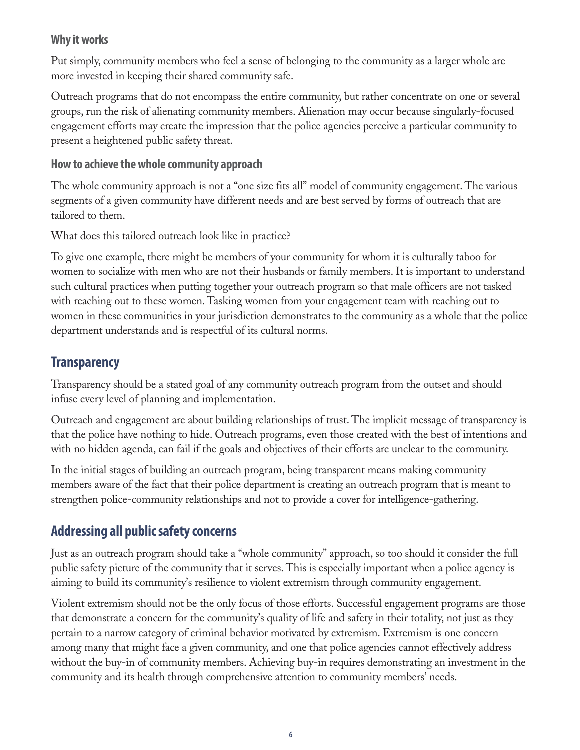### Why it works

Put simply, community members who feel a sense of belonging to the community as a larger whole are more invested in keeping their shared community safe.

Outreach programs that do not encompass the entire community, but rather concentrate on one or several groups, run the risk of alienating community members. Alienation may occur because singularly-focused engagement efforts may create the impression that the police agencies perceive a particular community to present a heightened public safety threat.

### How to achieve the whole community approach

The whole community approach is not a "one size fits all" model of community engagement. The various segments of a given community have different needs and are best served by forms of outreach that are tailored to them.

What does this tailored outreach look like in practice?

To give one example, there might be members of your community for whom it is culturally taboo for women to socialize with men who are not their husbands or family members. It is important to understand such cultural practices when putting together your outreach program so that male officers are not tasked with reaching out to these women. Tasking women from your engagement team with reaching out to women in these communities in your jurisdiction demonstrates to the community as a whole that the police department understands and is respectful of its cultural norms.

## Transparency

Transparency should be a stated goal of any community outreach program from the outset and should infuse every level of planning and implementation.

Outreach and engagement are about building relationships of trust. The implicit message of transparency is that the police have nothing to hide. Outreach programs, even those created with the best of intentions and with no hidden agenda, can fail if the goals and objectives of their efforts are unclear to the community.

In the initial stages of building an outreach program, being transparent means making community members aware of the fact that their police department is creating an outreach program that is meant to strengthen police-community relationships and not to provide a cover for intelligence-gathering.

## Addressing all public safety concerns

Just as an outreach program should take a "whole community" approach, so too should it consider the full public safety picture of the community that it serves. This is especially important when a police agency is aiming to build its community's resilience to violent extremism through community engagement.

Violent extremism should not be the only focus of those efforts. Successful engagement programs are those that demonstrate a concern for the community's quality of life and safety in their totality, not just as they pertain to a narrow category of criminal behavior motivated by extremism. Extremism is one concern among many that might face a given community, and one that police agencies cannot effectively address without the buy-in of community members. Achieving buy-in requires demonstrating an investment in the community and its health through comprehensive attention to community members' needs.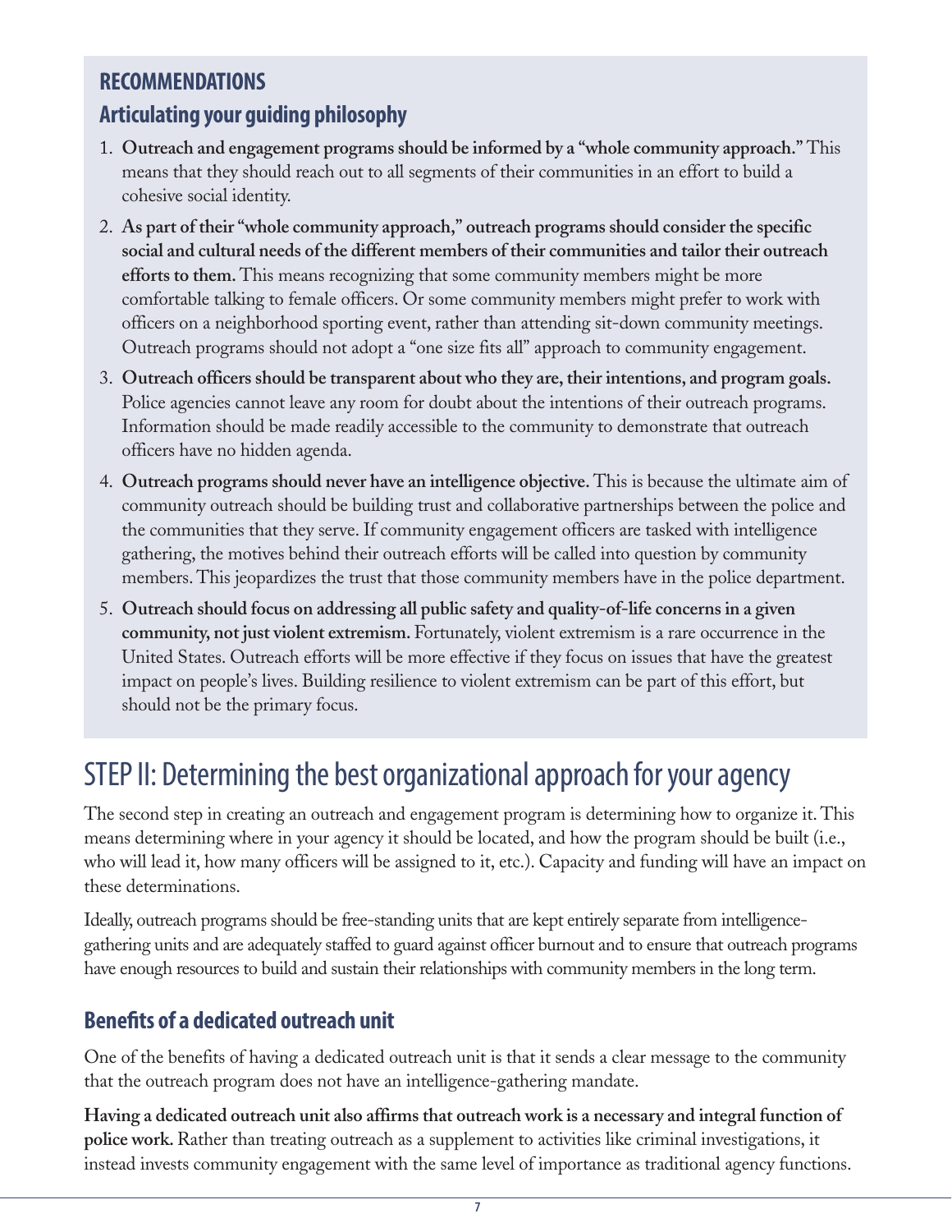## RECOMMENDATIONS

### Articulating your guiding philosophy

1. **Outreach and engagement programs should be informed by a "whole community approach."** This means that they should reach out to all segments of their communities in an effort to build a cohesive social identity.
2. **As part of their "whole community approach," outreach programs should consider the specific social and cultural needs of the different members of their communities and tailor their outreach efforts to them.** This means recognizing that some community members might be more comfortable talking to female officers. Or some community members might prefer to work with officers on a neighborhood sporting event, rather than attending sit-down community meetings. Outreach programs should not adopt a "one size fits all" approach to community engagement.
3. **Outreach officers should be transparent about who they are, their intentions, and program goals.** Police agencies cannot leave any room for doubt about the intentions of their outreach programs. Information should be made readily accessible to the community to demonstrate that outreach officers have no hidden agenda.
4. **Outreach programs should never have an intelligence objective.** This is because the ultimate aim of community outreach should be building trust and collaborative partnerships between the police and the communities that they serve. If community engagement officers are tasked with intelligence gathering, the motives behind their outreach efforts will be called into question by community members. This jeopardizes the trust that those community members have in the police department.
5. **Outreach should focus on addressing all public safety and quality-of-life concerns in a given community, not just violent extremism.** Fortunately, violent extremism is a rare occurrence in the United States. Outreach efforts will be more effective if they focus on issues that have the greatest impact on people's lives. Building resilience to violent extremism can be part of this effort, but should not be the primary focus.

# STEP II: Determining the best organizational approach for your agency

The second step in creating an outreach and engagement program is determining how to organize it. This means determining where in your agency it should be located, and how the program should be built (i.e., who will lead it, how many officers will be assigned to it, etc.). Capacity and funding will have an impact on these determinations.

Ideally, outreach programs should be free-standing units that are kept entirely separate from intelligence-gathering units and are adequately staffed to guard against officer burnout and to ensure that outreach programs have enough resources to build and sustain their relationships with community members in the long term.

## Benefits of a dedicated outreach unit

One of the benefits of having a dedicated outreach unit is that it sends a clear message to the community that the outreach program does not have an intelligence-gathering mandate.

**Having a dedicated outreach unit also affirms that outreach work is a necessary and integral function of police work.** Rather than treating outreach as a supplement to activities like criminal investigations, it instead invests community engagement with the same level of importance as traditional agency functions.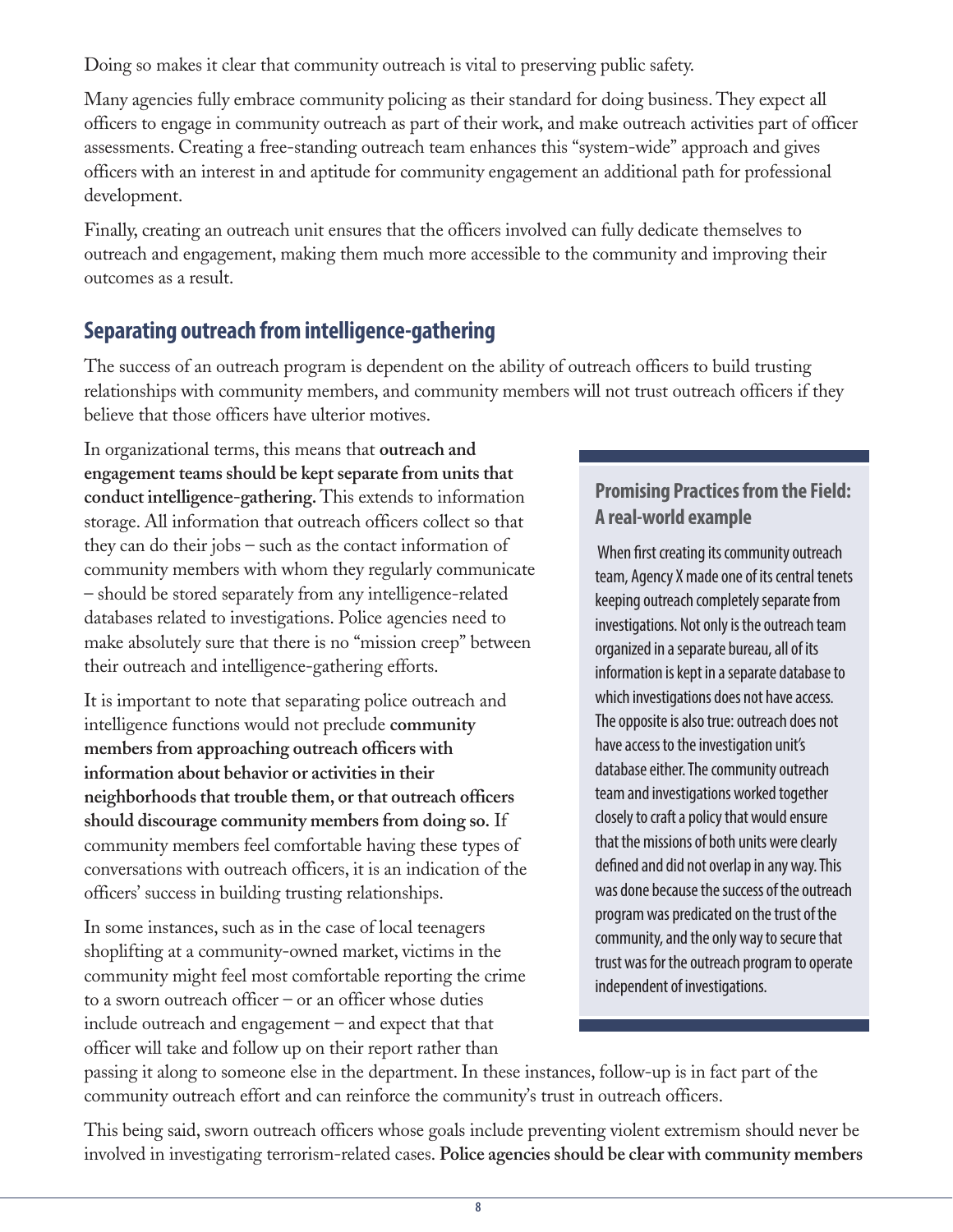Doing so makes it clear that community outreach is vital to preserving public safety.

Many agencies fully embrace community policing as their standard for doing business. They expect all officers to engage in community outreach as part of their work, and make outreach activities part of officer assessments. Creating a free-standing outreach team enhances this "system-wide" approach and gives officers with an interest in and aptitude for community engagement an additional path for professional development.

Finally, creating an outreach unit ensures that the officers involved can fully dedicate themselves to outreach and engagement, making them much more accessible to the community and improving their outcomes as a result.

## Separating outreach from intelligence-gathering

The success of an outreach program is dependent on the ability of outreach officers to build trusting relationships with community members, and community members will not trust outreach officers if they believe that those officers have ulterior motives.

In organizational terms, this means that **outreach and engagement teams should be kept separate from units that conduct intelligence-gathering.** This extends to information storage. All information that outreach officers collect so that they can do their jobs – such as the contact information of community members with whom they regularly communicate – should be stored separately from any intelligence-related databases related to investigations. Police agencies need to make absolutely sure that there is no "mission creep" between their outreach and intelligence-gathering efforts.

It is important to note that separating police outreach and intelligence functions would not preclude **community members from approaching outreach officers with information about behavior or activities in their neighborhoods that trouble them, or that outreach officers should discourage community members from doing so.** If community members feel comfortable having these types of conversations with outreach officers, it is an indication of the officers' success in building trusting relationships.

In some instances, such as in the case of local teenagers shoplifting at a community-owned market, victims in the community might feel most comfortable reporting the crime to a sworn outreach officer – or an officer whose duties include outreach and engagement – and expect that that officer will take and follow up on their report rather than passing it along to someone else in the department. In these instances, follow-up is in fact part of the community outreach effort and can reinforce the community's trust in outreach officers.

### Promising Practices from the Field: A real-world example

When first creating its community outreach team, Agency X made one of its central tenets keeping outreach completely separate from investigations. Not only is the outreach team organized in a separate bureau, all of its information is kept in a separate database to which investigations does not have access. The opposite is also true: outreach does not have access to the investigation unit's database either. The community outreach team and investigations worked together closely to craft a policy that would ensure that the missions of both units were clearly defined and did not overlap in any way. This was done because the success of the outreach program was predicated on the trust of the community, and the only way to secure that trust was for the outreach program to operate independent of investigations.

This being said, sworn outreach officers whose goals include preventing violent extremism should never be involved in investigating terrorism-related cases. **Police agencies should be clear with community members**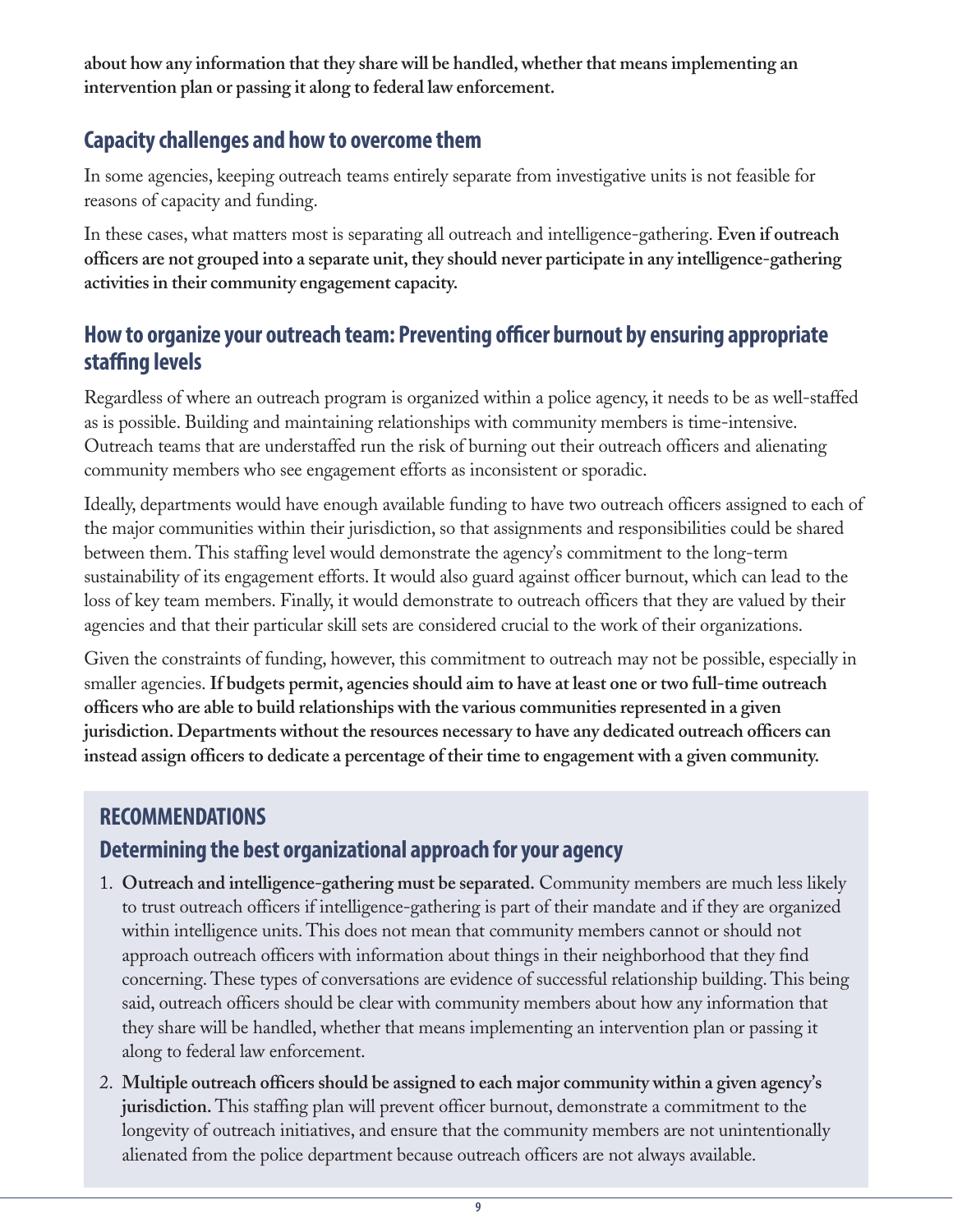**about how any information that they share will be handled, whether that means implementing an intervention plan or passing it along to federal law enforcement.**

## Capacity challenges and how to overcome them

In some agencies, keeping outreach teams entirely separate from investigative units is not feasible for reasons of capacity and funding.

In these cases, what matters most is separating all outreach and intelligence-gathering. **Even if outreach officers are not grouped into a separate unit, they should never participate in any intelligence-gathering activities in their community engagement capacity.**

## How to organize your outreach team: Preventing officer burnout by ensuring appropriate staffing levels

Regardless of where an outreach program is organized within a police agency, it needs to be as well-staffed as is possible. Building and maintaining relationships with community members is time-intensive. Outreach teams that are understaffed run the risk of burning out their outreach officers and alienating community members who see engagement efforts as inconsistent or sporadic.

Ideally, departments would have enough available funding to have two outreach officers assigned to each of the major communities within their jurisdiction, so that assignments and responsibilities could be shared between them. This staffing level would demonstrate the agency's commitment to the long-term sustainability of its engagement efforts. It would also guard against officer burnout, which can lead to the loss of key team members. Finally, it would demonstrate to outreach officers that they are valued by their agencies and that their particular skill sets are considered crucial to the work of their organizations.

Given the constraints of funding, however, this commitment to outreach may not be possible, especially in smaller agencies. **If budgets permit, agencies should aim to have at least one or two full-time outreach officers who are able to build relationships with the various communities represented in a given jurisdiction. Departments without the resources necessary to have any dedicated outreach officers can instead assign officers to dedicate a percentage of their time to engagement with a given community.**

## RECOMMENDATIONS

### Determining the best organizational approach for your agency

1. **Outreach and intelligence-gathering must be separated.** Community members are much less likely to trust outreach officers if intelligence-gathering is part of their mandate and if they are organized within intelligence units. This does not mean that community members cannot or should not approach outreach officers with information about things in their neighborhood that they find concerning. These types of conversations are evidence of successful relationship building. This being said, outreach officers should be clear with community members about how any information that they share will be handled, whether that means implementing an intervention plan or passing it along to federal law enforcement.
2. **Multiple outreach officers should be assigned to each major community within a given agency's jurisdiction.** This staffing plan will prevent officer burnout, demonstrate a commitment to the longevity of outreach initiatives, and ensure that the community members are not unintentionally alienated from the police department because outreach officers are not always available.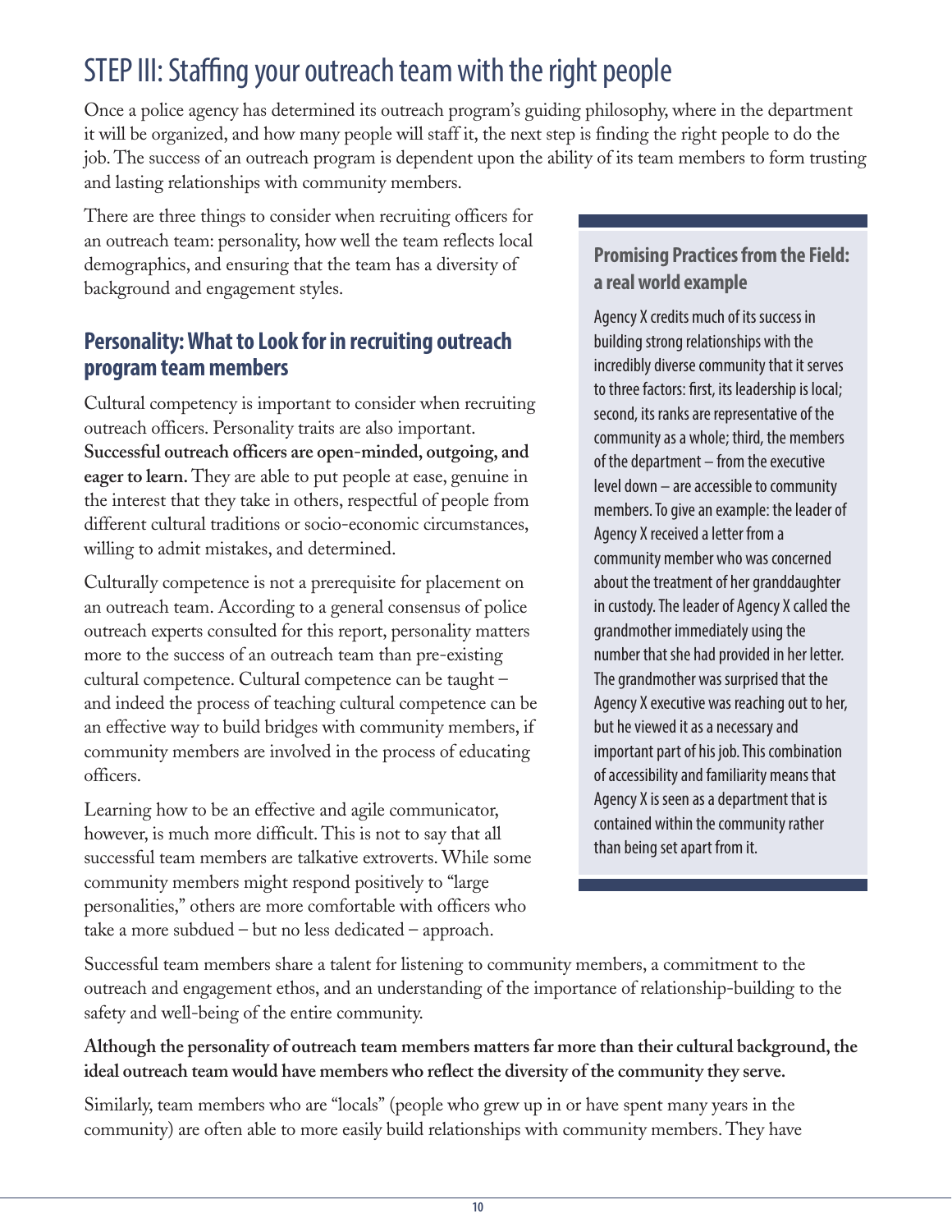# STEP III: Staffing your outreach team with the right people

Once a police agency has determined its outreach program's guiding philosophy, where in the department it will be organized, and how many people will staff it, the next step is finding the right people to do the job. The success of an outreach program is dependent upon the ability of its team members to form trusting and lasting relationships with community members.

There are three things to consider when recruiting officers for an outreach team: personality, how well the team reflects local demographics, and ensuring that the team has a diversity of background and engagement styles.

## Personality: What to Look for in recruiting outreach program team members

Cultural competency is important to consider when recruiting outreach officers. Personality traits are also important. **Successful outreach officers are open-minded, outgoing, and eager to learn.** They are able to put people at ease, genuine in the interest that they take in others, respectful of people from different cultural traditions or socio-economic circumstances, willing to admit mistakes, and determined.

Culturally competence is not a prerequisite for placement on an outreach team. According to a general consensus of police outreach experts consulted for this report, personality matters more to the success of an outreach team than pre-existing cultural competence. Cultural competence can be taught – and indeed the process of teaching cultural competence can be an effective way to build bridges with community members, if community members are involved in the process of educating officers.

Learning how to be an effective and agile communicator, however, is much more difficult. This is not to say that all successful team members are talkative extroverts. While some community members might respond positively to "large personalities," others are more comfortable with officers who take a more subdued – but no less dedicated – approach.

Successful team members share a talent for listening to community members, a commitment to the outreach and engagement ethos, and an understanding of the importance of relationship-building to the safety and well-being of the entire community.

**Although the personality of outreach team members matters far more than their cultural background, the ideal outreach team would have members who reflect the diversity of the community they serve.**

Similarly, team members who are "locals" (people who grew up in or have spent many years in the community) are often able to more easily build relationships with community members. They have

### Promising Practices from the Field: a real world example

Agency X credits much of its success in building strong relationships with the incredibly diverse community that it serves to three factors: first, its leadership is local; second, its ranks are representative of the community as a whole; third, the members of the department – from the executive level down – are accessible to community members. To give an example: the leader of Agency X received a letter from a community member who was concerned about the treatment of her granddaughter in custody. The leader of Agency X called the grandmother immediately using the number that she had provided in her letter. The grandmother was surprised that the Agency X executive was reaching out to her, but he viewed it as a necessary and important part of his job. This combination of accessibility and familiarity means that Agency X is seen as a department that is contained within the community rather than being set apart from it.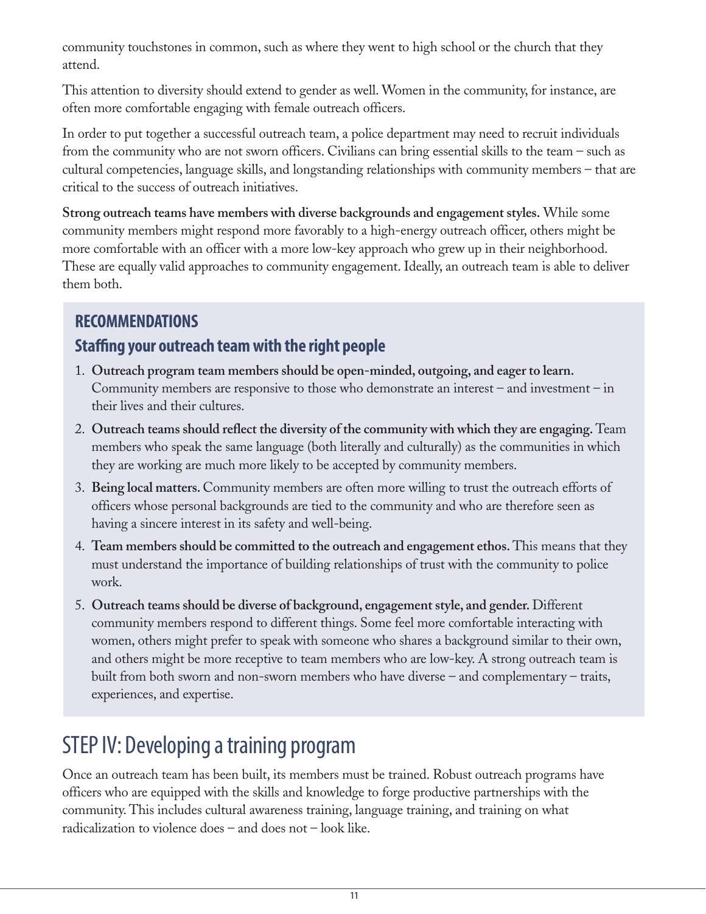community touchstones in common, such as where they went to high school or the church that they attend.

This attention to diversity should extend to gender as well. Women in the community, for instance, are often more comfortable engaging with female outreach officers.

In order to put together a successful outreach team, a police department may need to recruit individuals from the community who are not sworn officers. Civilians can bring essential skills to the team – such as cultural competencies, language skills, and longstanding relationships with community members – that are critical to the success of outreach initiatives.

**Strong outreach teams have members with diverse backgrounds and engagement styles.** While some community members might respond more favorably to a high-energy outreach officer, others might be more comfortable with an officer with a more low-key approach who grew up in their neighborhood. These are equally valid approaches to community engagement. Ideally, an outreach team is able to deliver them both.

### RECOMMENDATIONS

#### Staffing your outreach team with the right people

1. **Outreach program team members should be open-minded, outgoing, and eager to learn.** Community members are responsive to those who demonstrate an interest – and investment – in their lives and their cultures.
2. **Outreach teams should reflect the diversity of the community with which they are engaging.** Team members who speak the same language (both literally and culturally) as the communities in which they are working are much more likely to be accepted by community members.
3. **Being local matters.** Community members are often more willing to trust the outreach efforts of officers whose personal backgrounds are tied to the community and who are therefore seen as having a sincere interest in its safety and well-being.
4. **Team members should be committed to the outreach and engagement ethos.** This means that they must understand the importance of building relationships of trust with the community to police work.
5. **Outreach teams should be diverse of background, engagement style, and gender.** Different community members respond to different things. Some feel more comfortable interacting with women, others might prefer to speak with someone who shares a background similar to their own, and others might be more receptive to team members who are low-key. A strong outreach team is built from both sworn and non-sworn members who have diverse – and complementary – traits, experiences, and expertise.

## STEP IV: Developing a training program

Once an outreach team has been built, its members must be trained. Robust outreach programs have officers who are equipped with the skills and knowledge to forge productive partnerships with the community. This includes cultural awareness training, language training, and training on what radicalization to violence does – and does not – look like.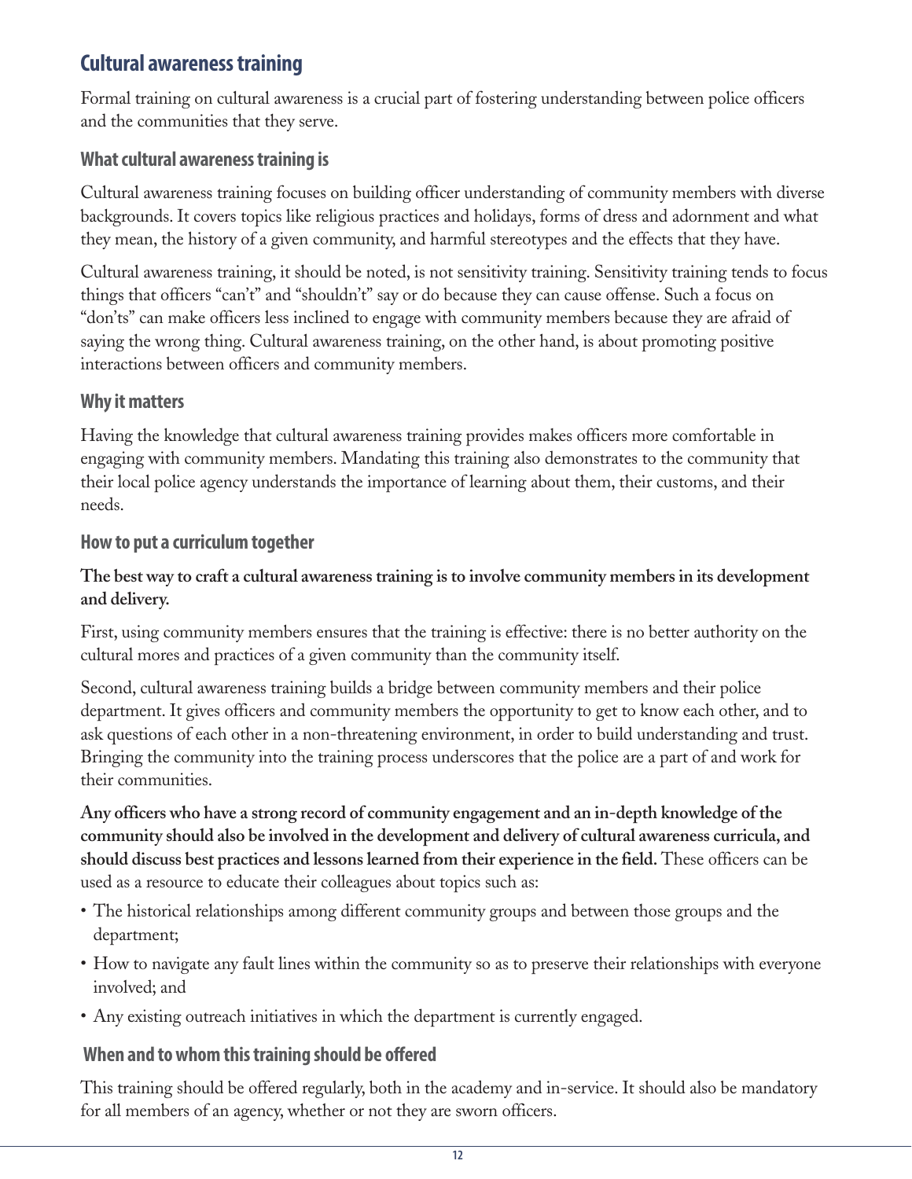## Cultural awareness training

Formal training on cultural awareness is a crucial part of fostering understanding between police officers and the communities that they serve.

### What cultural awareness training is

Cultural awareness training focuses on building officer understanding of community members with diverse backgrounds. It covers topics like religious practices and holidays, forms of dress and adornment and what they mean, the history of a given community, and harmful stereotypes and the effects that they have.

Cultural awareness training, it should be noted, is not sensitivity training. Sensitivity training tends to focus things that officers "can't" and "shouldn't" say or do because they can cause offense. Such a focus on "don'ts" can make officers less inclined to engage with community members because they are afraid of saying the wrong thing. Cultural awareness training, on the other hand, is about promoting positive interactions between officers and community members.

### Why it matters

Having the knowledge that cultural awareness training provides makes officers more comfortable in engaging with community members. Mandating this training also demonstrates to the community that their local police agency understands the importance of learning about them, their customs, and their needs.

### How to put a curriculum together

**The best way to craft a cultural awareness training is to involve community members in its development and delivery.**

First, using community members ensures that the training is effective: there is no better authority on the cultural mores and practices of a given community than the community itself.

Second, cultural awareness training builds a bridge between community members and their police department. It gives officers and community members the opportunity to get to know each other, and to ask questions of each other in a non-threatening environment, in order to build understanding and trust. Bringing the community into the training process underscores that the police are a part of and work for their communities.

**Any officers who have a strong record of community engagement and an in-depth knowledge of the community should also be involved in the development and delivery of cultural awareness curricula, and should discuss best practices and lessons learned from their experience in the field.** These officers can be used as a resource to educate their colleagues about topics such as:

- The historical relationships among different community groups and between those groups and the department;
- How to navigate any fault lines within the community so as to preserve their relationships with everyone involved; and
- Any existing outreach initiatives in which the department is currently engaged.

### When and to whom this training should be offered

This training should be offered regularly, both in the academy and in-service. It should also be mandatory for all members of an agency, whether or not they are sworn officers.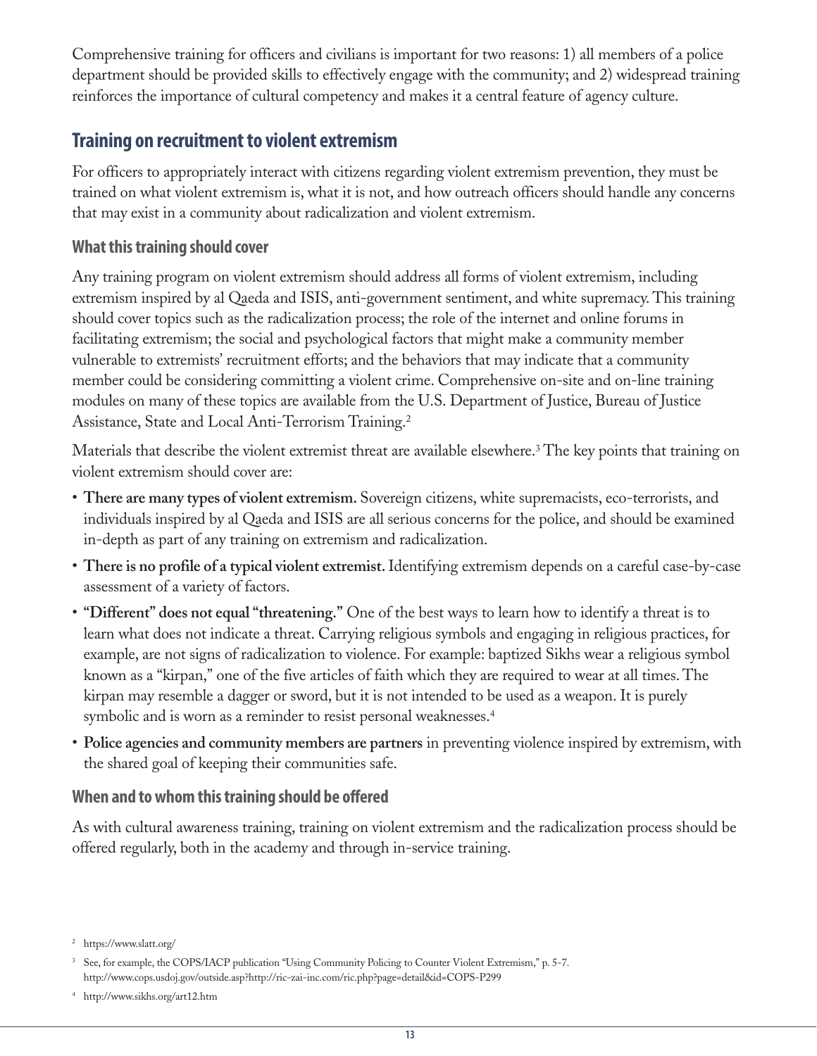Comprehensive training for officers and civilians is important for two reasons: 1) all members of a police department should be provided skills to effectively engage with the community; and 2) widespread training reinforces the importance of cultural competency and makes it a central feature of agency culture.

## Training on recruitment to violent extremism

For officers to appropriately interact with citizens regarding violent extremism prevention, they must be trained on what violent extremism is, what it is not, and how outreach officers should handle any concerns that may exist in a community about radicalization and violent extremism.

### What this training should cover

Any training program on violent extremism should address all forms of violent extremism, including extremism inspired by al Qaeda and ISIS, anti-government sentiment, and white supremacy. This training should cover topics such as the radicalization process; the role of the internet and online forums in facilitating extremism; the social and psychological factors that might make a community member vulnerable to extremists' recruitment efforts; and the behaviors that may indicate that a community member could be considering committing a violent crime. Comprehensive on-site and on-line training modules on many of these topics are available from the U.S. Department of Justice, Bureau of Justice Assistance, State and Local Anti-Terrorism Training.[2]

Materials that describe the violent extremist threat are available elsewhere.[3] The key points that training on violent extremism should cover are:

- **There are many types of violent extremism.** Sovereign citizens, white supremacists, eco-terrorists, and individuals inspired by al Qaeda and ISIS are all serious concerns for the police, and should be examined in-depth as part of any training on extremism and radicalization.
- **There is no profile of a typical violent extremist.** Identifying extremism depends on a careful case-by-case assessment of a variety of factors.
- **"Different" does not equal "threatening."** One of the best ways to learn how to identify a threat is to learn what does not indicate a threat. Carrying religious symbols and engaging in religious practices, for example, are not signs of radicalization to violence. For example: baptized Sikhs wear a religious symbol known as a "kirpan," one of the five articles of faith which they are required to wear at all times. The kirpan may resemble a dagger or sword, but it is not intended to be used as a weapon. It is purely symbolic and is worn as a reminder to resist personal weaknesses.[4]
- **Police agencies and community members are partners** in preventing violence inspired by extremism, with the shared goal of keeping their communities safe.

### When and to whom this training should be offered

As with cultural awareness training, training on violent extremism and the radicalization process should be offered regularly, both in the academy and through in-service training.

[2] https://www.slatt.org/

[3] See, for example, the COPS/IACP publication "Using Community Policing to Counter Violent Extremism," p. 5-7. http://www.cops.usdoj.gov/outside.asp?http://ric-zai-inc.com/ric.php?page=detail&id=COPS-P299

[4] http://www.sikhs.org/art12.htm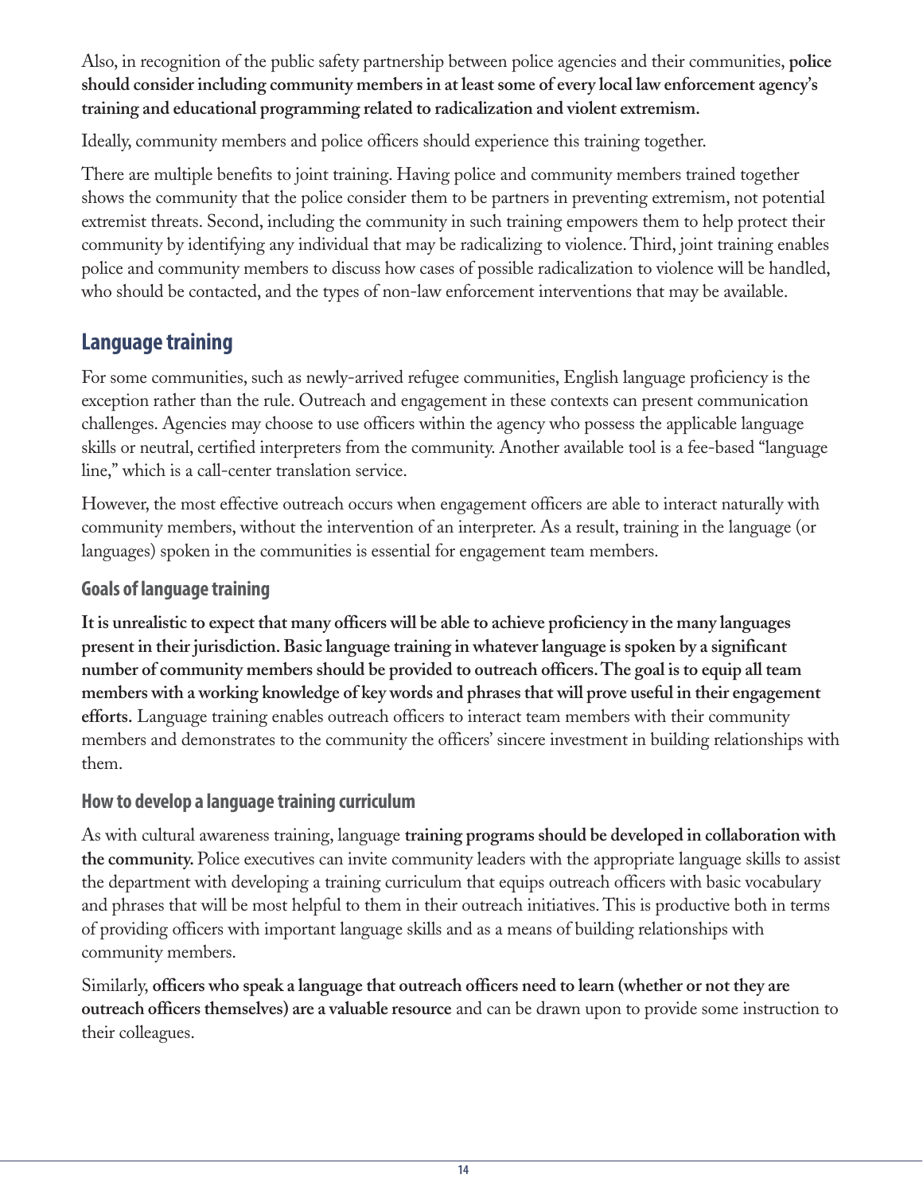Also, in recognition of the public safety partnership between police agencies and their communities, **police should consider including community members in at least some of every local law enforcement agency's training and educational programming related to radicalization and violent extremism.**

Ideally, community members and police officers should experience this training together.

There are multiple benefits to joint training. Having police and community members trained together shows the community that the police consider them to be partners in preventing extremism, not potential extremist threats. Second, including the community in such training empowers them to help protect their community by identifying any individual that may be radicalizing to violence. Third, joint training enables police and community members to discuss how cases of possible radicalization to violence will be handled, who should be contacted, and the types of non-law enforcement interventions that may be available.

## Language training

For some communities, such as newly-arrived refugee communities, English language proficiency is the exception rather than the rule. Outreach and engagement in these contexts can present communication challenges. Agencies may choose to use officers within the agency who possess the applicable language skills or neutral, certified interpreters from the community. Another available tool is a fee-based "language line," which is a call-center translation service.

However, the most effective outreach occurs when engagement officers are able to interact naturally with community members, without the intervention of an interpreter. As a result, training in the language (or languages) spoken in the communities is essential for engagement team members.

### Goals of language training

**It is unrealistic to expect that many officers will be able to achieve proficiency in the many languages present in their jurisdiction. Basic language training in whatever language is spoken by a significant number of community members should be provided to outreach officers. The goal is to equip all team members with a working knowledge of key words and phrases that will prove useful in their engagement efforts.** Language training enables outreach officers to interact team members with their community members and demonstrates to the community the officers' sincere investment in building relationships with them.

### How to develop a language training curriculum

As with cultural awareness training, language **training programs should be developed in collaboration with the community.** Police executives can invite community leaders with the appropriate language skills to assist the department with developing a training curriculum that equips outreach officers with basic vocabulary and phrases that will be most helpful to them in their outreach initiatives. This is productive both in terms of providing officers with important language skills and as a means of building relationships with community members.

Similarly, **officers who speak a language that outreach officers need to learn (whether or not they are outreach officers themselves) are a valuable resource** and can be drawn upon to provide some instruction to their colleagues.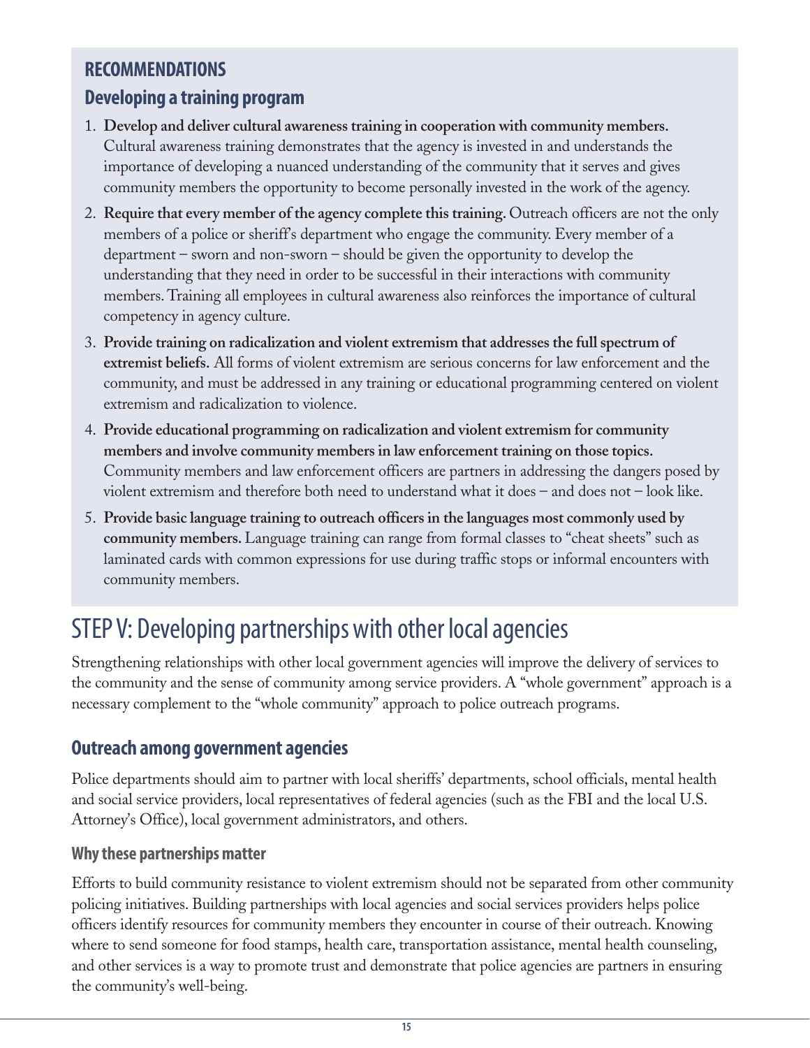### RECOMMENDATIONS

### Developing a training program

1. **Develop and deliver cultural awareness training in cooperation with community members.** Cultural awareness training demonstrates that the agency is invested in and understands the importance of developing a nuanced understanding of the community that it serves and gives community members the opportunity to become personally invested in the work of the agency.
2. **Require that every member of the agency complete this training.** Outreach officers are not the only members of a police or sheriff's department who engage the community. Every member of a department – sworn and non-sworn – should be given the opportunity to develop the understanding that they need in order to be successful in their interactions with community members. Training all employees in cultural awareness also reinforces the importance of cultural competency in agency culture.
3. **Provide training on radicalization and violent extremism that addresses the full spectrum of extremist beliefs.** All forms of violent extremism are serious concerns for law enforcement and the community, and must be addressed in any training or educational programming centered on violent extremism and radicalization to violence.
4. **Provide educational programming on radicalization and violent extremism for community members and involve community members in law enforcement training on those topics.** Community members and law enforcement officers are partners in addressing the dangers posed by violent extremism and therefore both need to understand what it does – and does not – look like.
5. **Provide basic language training to outreach officers in the languages most commonly used by community members.** Language training can range from formal classes to "cheat sheets" such as laminated cards with common expressions for use during traffic stops or informal encounters with community members.

# STEP V: Developing partnerships with other local agencies

Strengthening relationships with other local government agencies will improve the delivery of services to the community and the sense of community among service providers. A "whole government" approach is a necessary complement to the "whole community" approach to police outreach programs.

## Outreach among government agencies

Police departments should aim to partner with local sheriffs' departments, school officials, mental health and social service providers, local representatives of federal agencies (such as the FBI and the local U.S. Attorney's Office), local government administrators, and others.

### Why these partnerships matter

Efforts to build community resistance to violent extremism should not be separated from other community policing initiatives. Building partnerships with local agencies and social services providers helps police officers identify resources for community members they encounter in course of their outreach. Knowing where to send someone for food stamps, health care, transportation assistance, mental health counseling, and other services is a way to promote trust and demonstrate that police agencies are partners in ensuring the community's well-being.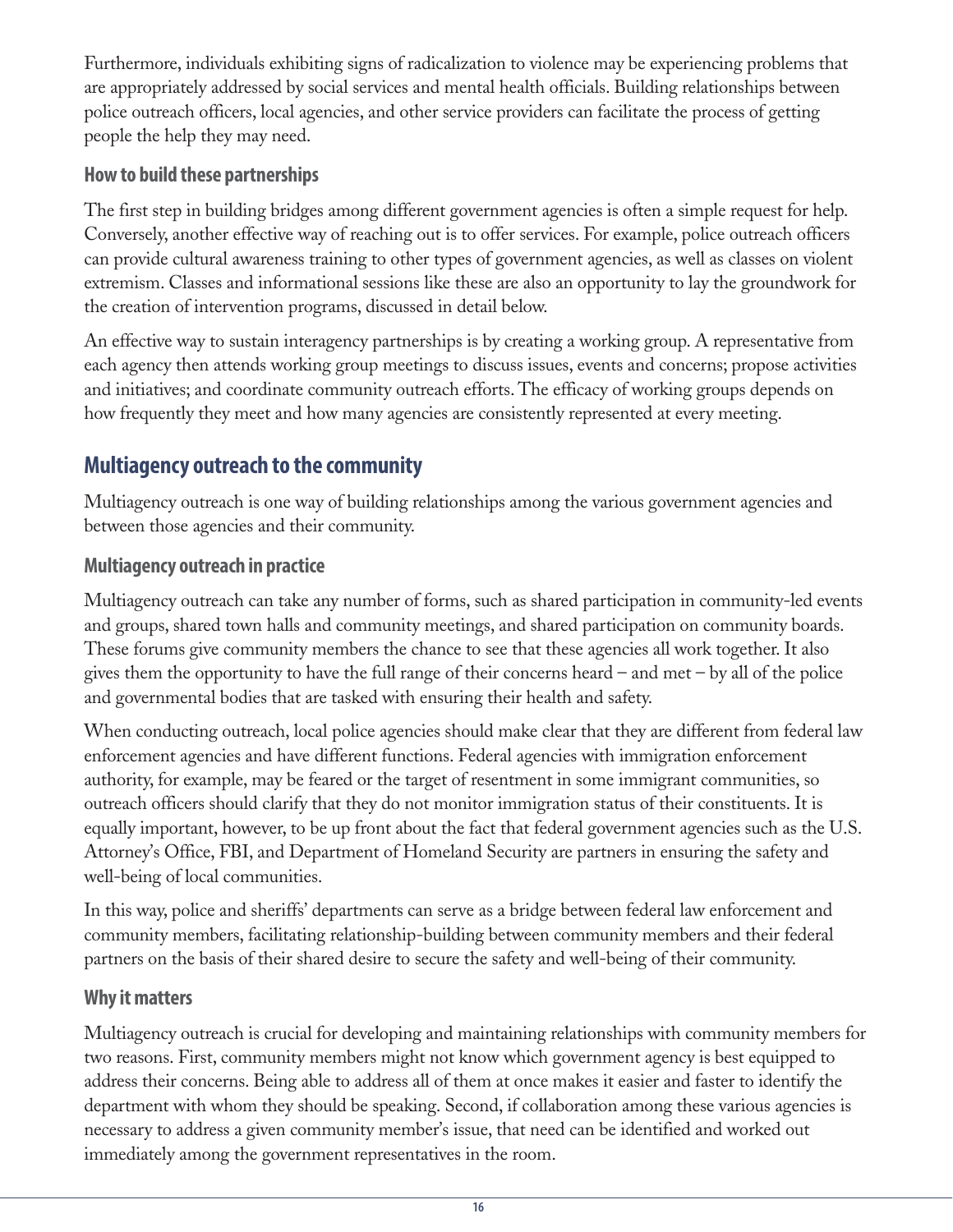Furthermore, individuals exhibiting signs of radicalization to violence may be experiencing problems that are appropriately addressed by social services and mental health officials. Building relationships between police outreach officers, local agencies, and other service providers can facilitate the process of getting people the help they may need.

### How to build these partnerships

The first step in building bridges among different government agencies is often a simple request for help. Conversely, another effective way of reaching out is to offer services. For example, police outreach officers can provide cultural awareness training to other types of government agencies, as well as classes on violent extremism. Classes and informational sessions like these are also an opportunity to lay the groundwork for the creation of intervention programs, discussed in detail below.

An effective way to sustain interagency partnerships is by creating a working group. A representative from each agency then attends working group meetings to discuss issues, events and concerns; propose activities and initiatives; and coordinate community outreach efforts. The efficacy of working groups depends on how frequently they meet and how many agencies are consistently represented at every meeting.

## Multiagency outreach to the community

Multiagency outreach is one way of building relationships among the various government agencies and between those agencies and their community.

### Multiagency outreach in practice

Multiagency outreach can take any number of forms, such as shared participation in community-led events and groups, shared town halls and community meetings, and shared participation on community boards. These forums give community members the chance to see that these agencies all work together. It also gives them the opportunity to have the full range of their concerns heard – and met – by all of the police and governmental bodies that are tasked with ensuring their health and safety.

When conducting outreach, local police agencies should make clear that they are different from federal law enforcement agencies and have different functions. Federal agencies with immigration enforcement authority, for example, may be feared or the target of resentment in some immigrant communities, so outreach officers should clarify that they do not monitor immigration status of their constituents. It is equally important, however, to be up front about the fact that federal government agencies such as the U.S. Attorney's Office, FBI, and Department of Homeland Security are partners in ensuring the safety and well-being of local communities.

In this way, police and sheriffs' departments can serve as a bridge between federal law enforcement and community members, facilitating relationship-building between community members and their federal partners on the basis of their shared desire to secure the safety and well-being of their community.

### Why it matters

Multiagency outreach is crucial for developing and maintaining relationships with community members for two reasons. First, community members might not know which government agency is best equipped to address their concerns. Being able to address all of them at once makes it easier and faster to identify the department with whom they should be speaking. Second, if collaboration among these various agencies is necessary to address a given community member's issue, that need can be identified and worked out immediately among the government representatives in the room.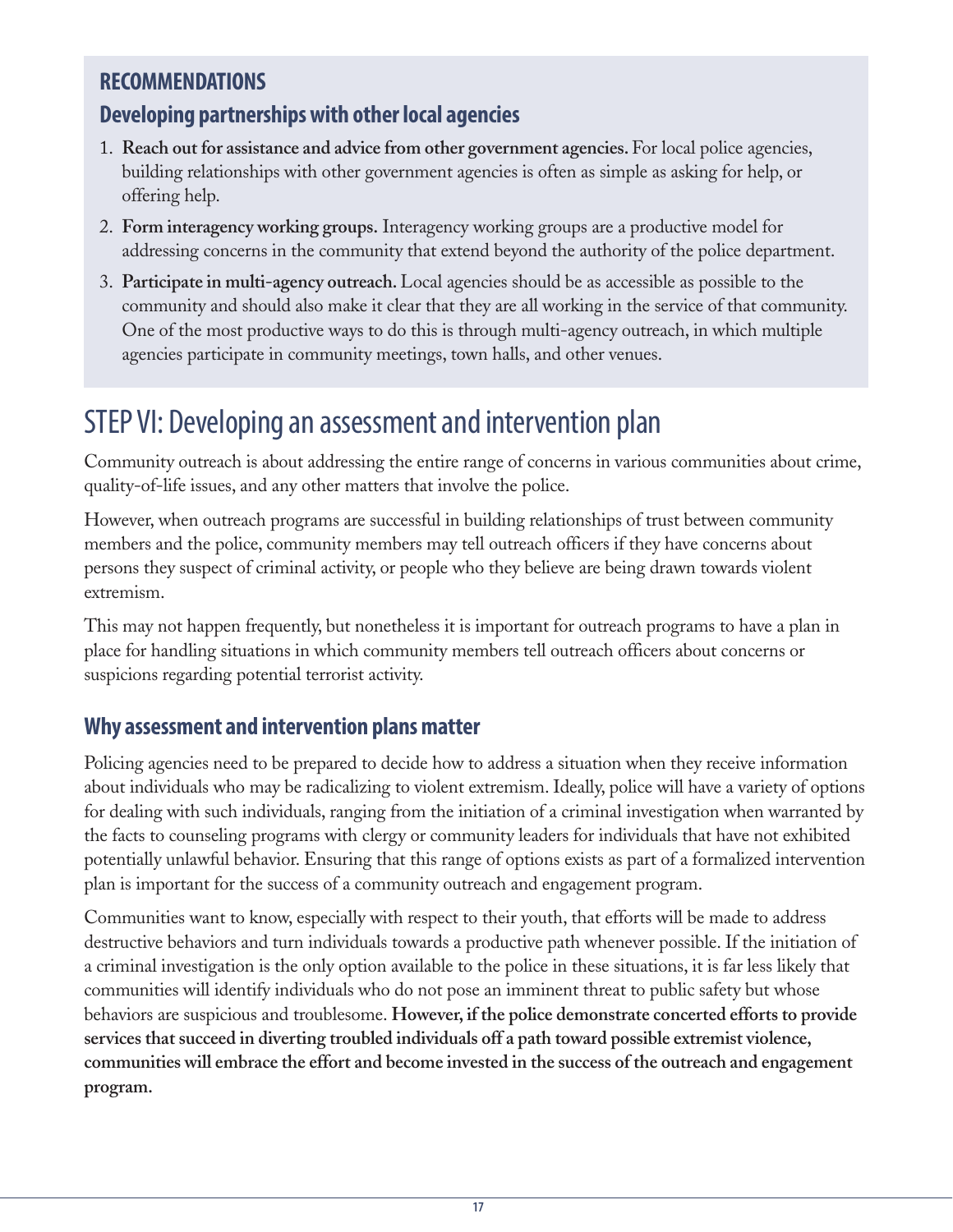## RECOMMENDATIONS

### Developing partnerships with other local agencies

1. **Reach out for assistance and advice from other government agencies.** For local police agencies, building relationships with other government agencies is often as simple as asking for help, or offering help.
2. **Form interagency working groups.** Interagency working groups are a productive model for addressing concerns in the community that extend beyond the authority of the police department.
3. **Participate in multi-agency outreach.** Local agencies should be as accessible as possible to the community and should also make it clear that they are all working in the service of that community. One of the most productive ways to do this is through multi-agency outreach, in which multiple agencies participate in community meetings, town halls, and other venues.

# STEP VI: Developing an assessment and intervention plan

Community outreach is about addressing the entire range of concerns in various communities about crime, quality-of-life issues, and any other matters that involve the police.

However, when outreach programs are successful in building relationships of trust between community members and the police, community members may tell outreach officers if they have concerns about persons they suspect of criminal activity, or people who they believe are being drawn towards violent extremism.

This may not happen frequently, but nonetheless it is important for outreach programs to have a plan in place for handling situations in which community members tell outreach officers about concerns or suspicions regarding potential terrorist activity.

## Why assessment and intervention plans matter

Policing agencies need to be prepared to decide how to address a situation when they receive information about individuals who may be radicalizing to violent extremism. Ideally, police will have a variety of options for dealing with such individuals, ranging from the initiation of a criminal investigation when warranted by the facts to counseling programs with clergy or community leaders for individuals that have not exhibited potentially unlawful behavior. Ensuring that this range of options exists as part of a formalized intervention plan is important for the success of a community outreach and engagement program.

Communities want to know, especially with respect to their youth, that efforts will be made to address destructive behaviors and turn individuals towards a productive path whenever possible. If the initiation of a criminal investigation is the only option available to the police in these situations, it is far less likely that communities will identify individuals who do not pose an imminent threat to public safety but whose behaviors are suspicious and troublesome. **However, if the police demonstrate concerted efforts to provide services that succeed in diverting troubled individuals off a path toward possible extremist violence, communities will embrace the effort and become invested in the success of the outreach and engagement program.**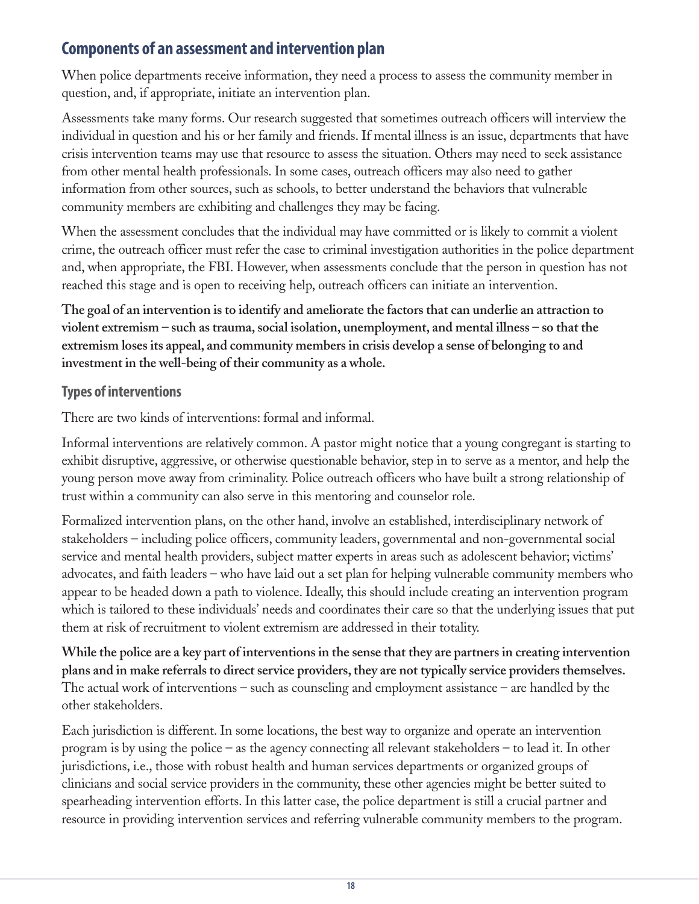## Components of an assessment and intervention plan

When police departments receive information, they need a process to assess the community member in question, and, if appropriate, initiate an intervention plan.

Assessments take many forms. Our research suggested that sometimes outreach officers will interview the individual in question and his or her family and friends. If mental illness is an issue, departments that have crisis intervention teams may use that resource to assess the situation. Others may need to seek assistance from other mental health professionals. In some cases, outreach officers may also need to gather information from other sources, such as schools, to better understand the behaviors that vulnerable community members are exhibiting and challenges they may be facing.

When the assessment concludes that the individual may have committed or is likely to commit a violent crime, the outreach officer must refer the case to criminal investigation authorities in the police department and, when appropriate, the FBI. However, when assessments conclude that the person in question has not reached this stage and is open to receiving help, outreach officers can initiate an intervention.

**The goal of an intervention is to identify and ameliorate the factors that can underlie an attraction to violent extremism – such as trauma, social isolation, unemployment, and mental illness – so that the extremism loses its appeal, and community members in crisis develop a sense of belonging to and investment in the well-being of their community as a whole.**

### Types of interventions

There are two kinds of interventions: formal and informal.

Informal interventions are relatively common. A pastor might notice that a young congregant is starting to exhibit disruptive, aggressive, or otherwise questionable behavior, step in to serve as a mentor, and help the young person move away from criminality. Police outreach officers who have built a strong relationship of trust within a community can also serve in this mentoring and counselor role.

Formalized intervention plans, on the other hand, involve an established, interdisciplinary network of stakeholders – including police officers, community leaders, governmental and non-governmental social service and mental health providers, subject matter experts in areas such as adolescent behavior; victims' advocates, and faith leaders – who have laid out a set plan for helping vulnerable community members who appear to be headed down a path to violence. Ideally, this should include creating an intervention program which is tailored to these individuals' needs and coordinates their care so that the underlying issues that put them at risk of recruitment to violent extremism are addressed in their totality.

**While the police are a key part of interventions in the sense that they are partners in creating intervention plans and in make referrals to direct service providers, they are not typically service providers themselves.** The actual work of interventions – such as counseling and employment assistance – are handled by the other stakeholders.

Each jurisdiction is different. In some locations, the best way to organize and operate an intervention program is by using the police – as the agency connecting all relevant stakeholders – to lead it. In other jurisdictions, i.e., those with robust health and human services departments or organized groups of clinicians and social service providers in the community, these other agencies might be better suited to spearheading intervention efforts. In this latter case, the police department is still a crucial partner and resource in providing intervention services and referring vulnerable community members to the program.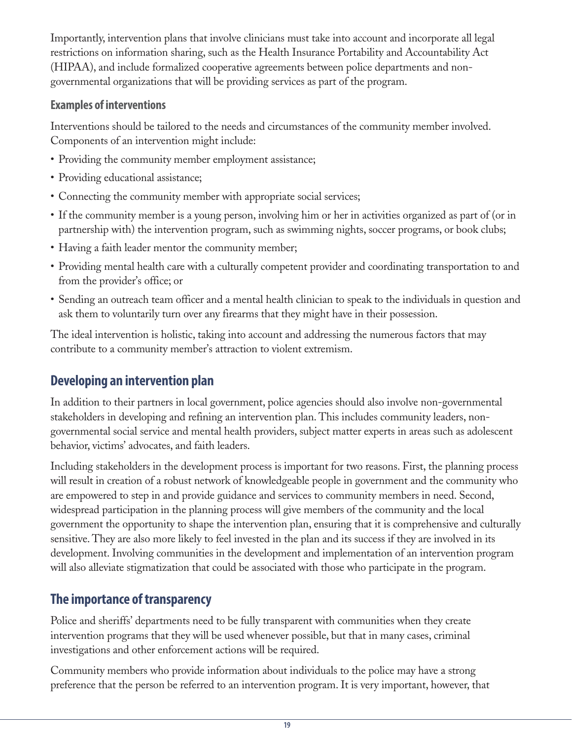Importantly, intervention plans that involve clinicians must take into account and incorporate all legal restrictions on information sharing, such as the Health Insurance Portability and Accountability Act (HIPAA), and include formalized cooperative agreements between police departments and non-governmental organizations that will be providing services as part of the program.

### Examples of interventions

Interventions should be tailored to the needs and circumstances of the community member involved. Components of an intervention might include:

- Providing the community member employment assistance;
- Providing educational assistance;
- Connecting the community member with appropriate social services;
- If the community member is a young person, involving him or her in activities organized as part of (or in partnership with) the intervention program, such as swimming nights, soccer programs, or book clubs;
- Having a faith leader mentor the community member;
- Providing mental health care with a culturally competent provider and coordinating transportation to and from the provider's office; or
- Sending an outreach team officer and a mental health clinician to speak to the individuals in question and ask them to voluntarily turn over any firearms that they might have in their possession.

The ideal intervention is holistic, taking into account and addressing the numerous factors that may contribute to a community member's attraction to violent extremism.

## Developing an intervention plan

In addition to their partners in local government, police agencies should also involve non-governmental stakeholders in developing and refining an intervention plan. This includes community leaders, non-governmental social service and mental health providers, subject matter experts in areas such as adolescent behavior, victims' advocates, and faith leaders.

Including stakeholders in the development process is important for two reasons. First, the planning process will result in creation of a robust network of knowledgeable people in government and the community who are empowered to step in and provide guidance and services to community members in need. Second, widespread participation in the planning process will give members of the community and the local government the opportunity to shape the intervention plan, ensuring that it is comprehensive and culturally sensitive. They are also more likely to feel invested in the plan and its success if they are involved in its development. Involving communities in the development and implementation of an intervention program will also alleviate stigmatization that could be associated with those who participate in the program.

## The importance of transparency

Police and sheriffs' departments need to be fully transparent with communities when they create intervention programs that they will be used whenever possible, but that in many cases, criminal investigations and other enforcement actions will be required.

Community members who provide information about individuals to the police may have a strong preference that the person be referred to an intervention program. It is very important, however, that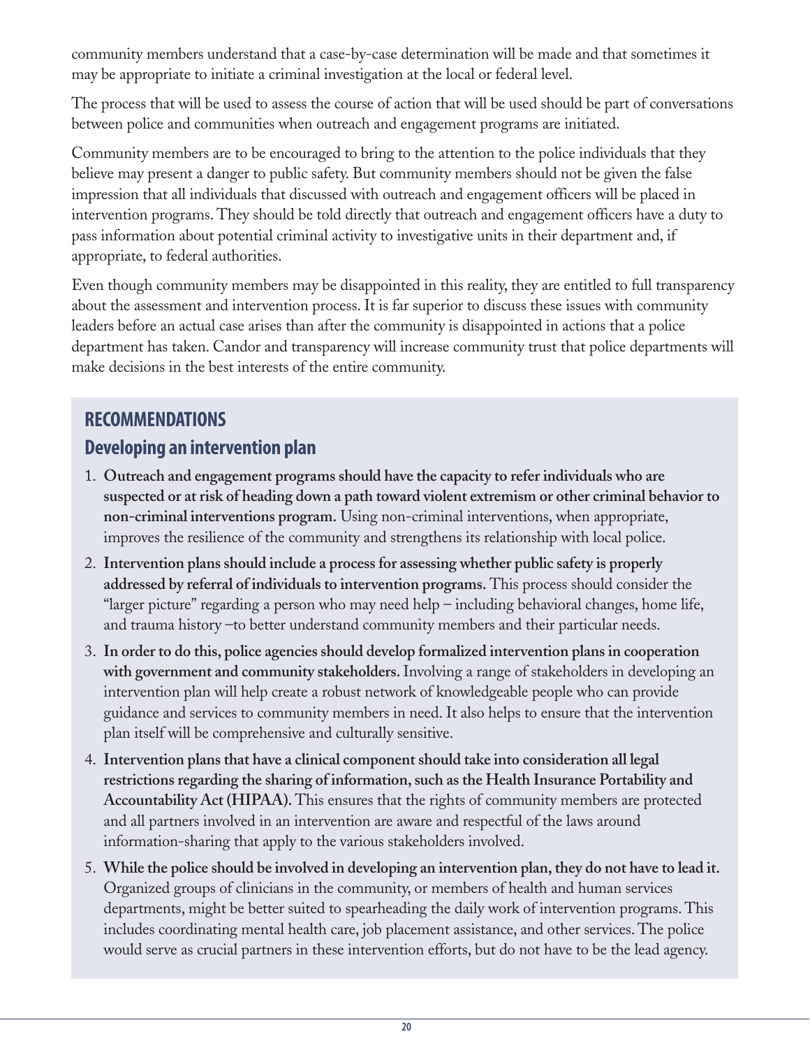community members understand that a case-by-case determination will be made and that sometimes it may be appropriate to initiate a criminal investigation at the local or federal level.

The process that will be used to assess the course of action that will be used should be part of conversations between police and communities when outreach and engagement programs are initiated.

Community members are to be encouraged to bring to the attention to the police individuals that they believe may present a danger to public safety. But community members should not be given the false impression that all individuals that discussed with outreach and engagement officers will be placed in intervention programs. They should be told directly that outreach and engagement officers have a duty to pass information about potential criminal activity to investigative units in their department and, if appropriate, to federal authorities.

Even though community members may be disappointed in this reality, they are entitled to full transparency about the assessment and intervention process. It is far superior to discuss these issues with community leaders before an actual case arises than after the community is disappointed in actions that a police department has taken. Candor and transparency will increase community trust that police departments will make decisions in the best interests of the entire community.

## RECOMMENDATIONS

### Developing an intervention plan

1. **Outreach and engagement programs should have the capacity to refer individuals who are suspected or at risk of heading down a path toward violent extremism or other criminal behavior to non-criminal interventions program.** Using non-criminal interventions, when appropriate, improves the resilience of the community and strengthens its relationship with local police.
2. **Intervention plans should include a process for assessing whether public safety is properly addressed by referral of individuals to intervention programs.** This process should consider the "larger picture" regarding a person who may need help – including behavioral changes, home life, and trauma history –to better understand community members and their particular needs.
3. **In order to do this, police agencies should develop formalized intervention plans in cooperation with government and community stakeholders.** Involving a range of stakeholders in developing an intervention plan will help create a robust network of knowledgeable people who can provide guidance and services to community members in need. It also helps to ensure that the intervention plan itself will be comprehensive and culturally sensitive.
4. **Intervention plans that have a clinical component should take into consideration all legal restrictions regarding the sharing of information, such as the Health Insurance Portability and Accountability Act (HIPAA).** This ensures that the rights of community members are protected and all partners involved in an intervention are aware and respectful of the laws around information-sharing that apply to the various stakeholders involved.
5. **While the police should be involved in developing an intervention plan, they do not have to lead it.** Organized groups of clinicians in the community, or members of health and human services departments, might be better suited to spearheading the daily work of intervention programs. This includes coordinating mental health care, job placement assistance, and other services. The police would serve as crucial partners in these intervention efforts, but do not have to be the lead agency.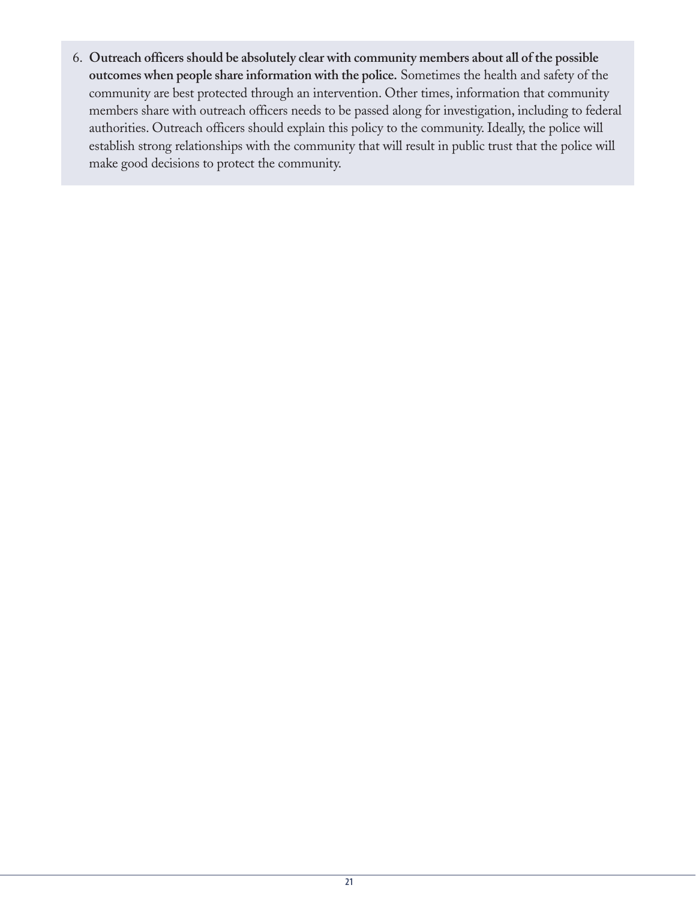6. **Outreach officers should be absolutely clear with community members about all of the possible outcomes when people share information with the police.** Sometimes the health and safety of the community are best protected through an intervention. Other times, information that community members share with outreach officers needs to be passed along for investigation, including to federal authorities. Outreach officers should explain this policy to the community. Ideally, the police will establish strong relationships with the community that will result in public trust that the police will make good decisions to protect the community.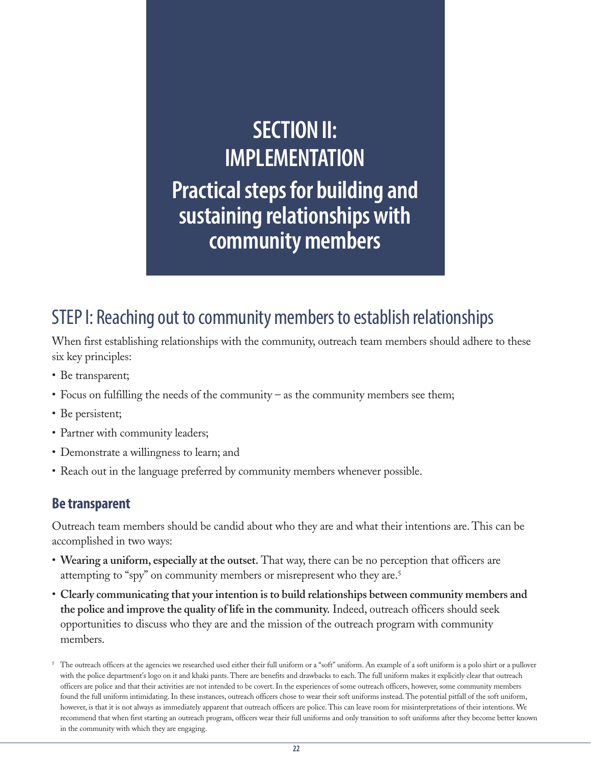# SECTION II: IMPLEMENTATION

## Practical steps for building and sustaining relationships with community members

## STEP I: Reaching out to community members to establish relationships

When first establishing relationships with the community, outreach team members should adhere to these six key principles:

- Be transparent;
- Focus on fulfilling the needs of the community – as the community members see them;
- Be persistent;
- Partner with community leaders;
- Demonstrate a willingness to learn; and
- Reach out in the language preferred by community members whenever possible.

### Be transparent

Outreach team members should be candid about who they are and what their intentions are. This can be accomplished in two ways:

- **Wearing a uniform, especially at the outset.** That way, there can be no perception that officers are attempting to "spy" on community members or misrepresent who they are.[5]
- **Clearly communicating that your intention is to build relationships between community members and the police and improve the quality of life in the community.** Indeed, outreach officers should seek opportunities to discuss who they are and the mission of the outreach program with community members.

[5] The outreach officers at the agencies we researched used either their full uniform or a "soft" uniform. An example of a soft uniform is a polo shirt or a pullover with the police department's logo on it and khaki pants. There are benefits and drawbacks to each. The full uniform makes it explicitly clear that outreach officers are police and that their activities are not intended to be covert. In the experiences of some outreach officers, however, some community members found the full uniform intimidating. In these instances, outreach officers chose to wear their soft uniforms instead. The potential pitfall of the soft uniform, however, is that it is not always as immediately apparent that outreach officers are police. This can leave room for misinterpretations of their intentions. We recommend that when first starting an outreach program, officers wear their full uniforms and only transition to soft uniforms after they become better known in the community with which they are engaging.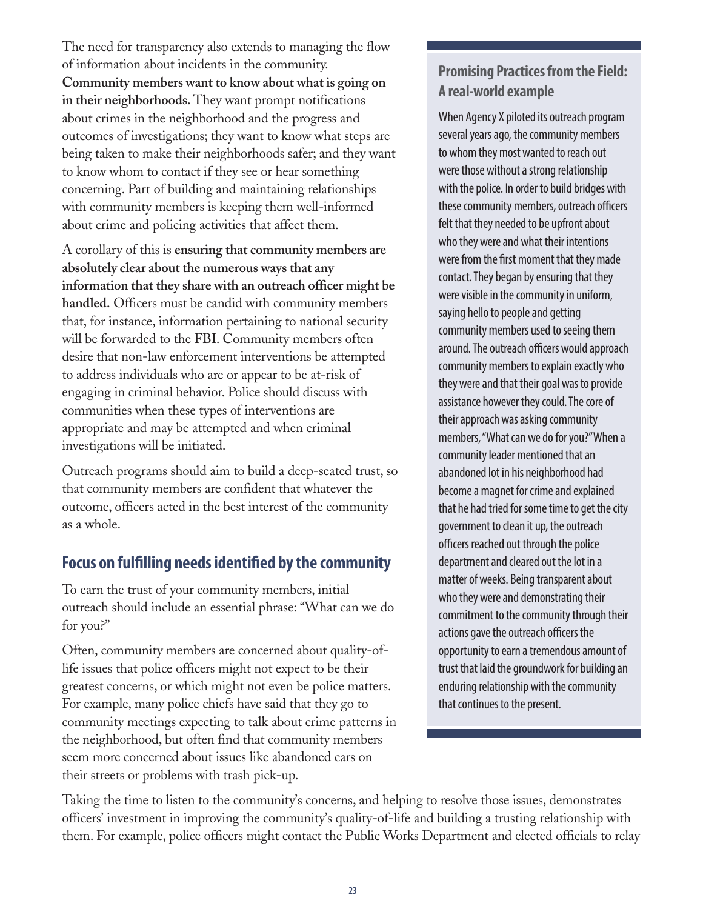The need for transparency also extends to managing the flow of information about incidents in the community. **Community members want to know about what is going on in their neighborhoods.** They want prompt notifications about crimes in the neighborhood and the progress and outcomes of investigations; they want to know what steps are being taken to make their neighborhoods safer; and they want to know whom to contact if they see or hear something concerning. Part of building and maintaining relationships with community members is keeping them well-informed about crime and policing activities that affect them.

A corollary of this is **ensuring that community members are absolutely clear about the numerous ways that any information that they share with an outreach officer might be handled.** Officers must be candid with community members that, for instance, information pertaining to national security will be forwarded to the FBI. Community members often desire that non-law enforcement interventions be attempted to address individuals who are or appear to be at-risk of engaging in criminal behavior. Police should discuss with communities when these types of interventions are appropriate and may be attempted and when criminal investigations will be initiated.

Outreach programs should aim to build a deep-seated trust, so that community members are confident that whatever the outcome, officers acted in the best interest of the community as a whole.

## Focus on fulfilling needs identified by the community

To earn the trust of your community members, initial outreach should include an essential phrase: "What can we do for you?"

Often, community members are concerned about quality-of-life issues that police officers might not expect to be their greatest concerns, or which might not even be police matters. For example, many police chiefs have said that they go to community meetings expecting to talk about crime patterns in the neighborhood, but often find that community members seem more concerned about issues like abandoned cars on their streets or problems with trash pick-up.

### Promising Practices from the Field: A real-world example

When Agency X piloted its outreach program several years ago, the community members to whom they most wanted to reach out were those without a strong relationship with the police. In order to build bridges with these community members, outreach officers felt that they needed to be upfront about who they were and what their intentions were from the first moment that they made contact. They began by ensuring that they were visible in the community in uniform, saying hello to people and getting community members used to seeing them around. The outreach officers would approach community members to explain exactly who they were and that their goal was to provide assistance however they could. The core of their approach was asking community members, "What can we do for you?" When a community leader mentioned that an abandoned lot in his neighborhood had become a magnet for crime and explained that he had tried for some time to get the city government to clean it up, the outreach officers reached out through the police department and cleared out the lot in a matter of weeks. Being transparent about who they were and demonstrating their commitment to the community through their actions gave the outreach officers the opportunity to earn a tremendous amount of trust that laid the groundwork for building an enduring relationship with the community that continues to the present.

Taking the time to listen to the community's concerns, and helping to resolve those issues, demonstrates officers' investment in improving the community's quality-of-life and building a trusting relationship with them. For example, police officers might contact the Public Works Department and elected officials to relay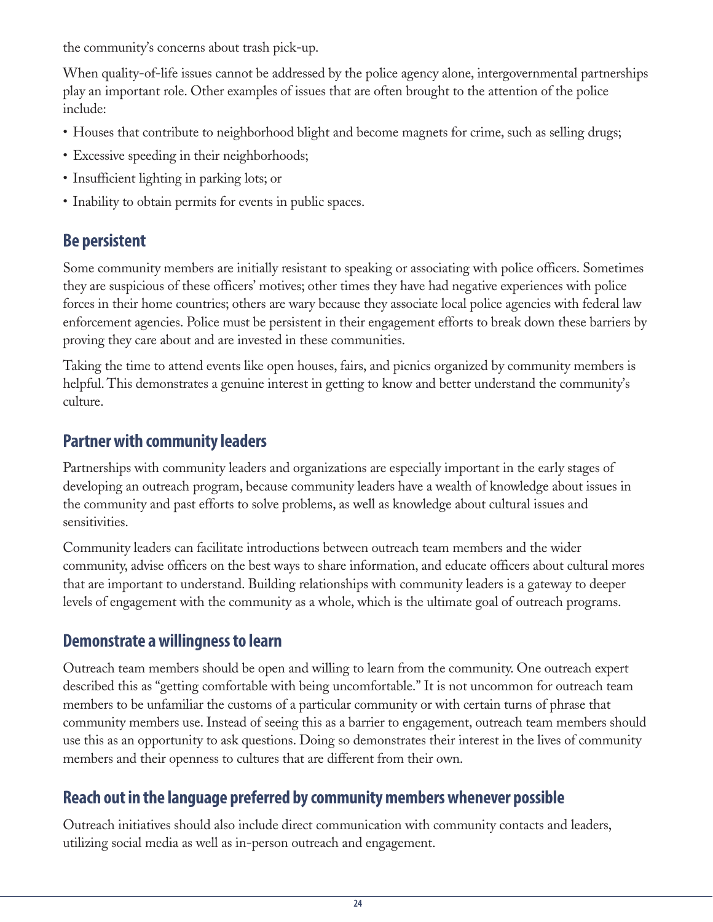the community's concerns about trash pick-up.

When quality-of-life issues cannot be addressed by the police agency alone, intergovernmental partnerships play an important role. Other examples of issues that are often brought to the attention of the police include:

- Houses that contribute to neighborhood blight and become magnets for crime, such as selling drugs;
- Excessive speeding in their neighborhoods;
- Insufficient lighting in parking lots; or
- Inability to obtain permits for events in public spaces.

## Be persistent

Some community members are initially resistant to speaking or associating with police officers. Sometimes they are suspicious of these officers' motives; other times they have had negative experiences with police forces in their home countries; others are wary because they associate local police agencies with federal law enforcement agencies. Police must be persistent in their engagement efforts to break down these barriers by proving they care about and are invested in these communities.

Taking the time to attend events like open houses, fairs, and picnics organized by community members is helpful. This demonstrates a genuine interest in getting to know and better understand the community's culture.

## Partner with community leaders

Partnerships with community leaders and organizations are especially important in the early stages of developing an outreach program, because community leaders have a wealth of knowledge about issues in the community and past efforts to solve problems, as well as knowledge about cultural issues and sensitivities.

Community leaders can facilitate introductions between outreach team members and the wider community, advise officers on the best ways to share information, and educate officers about cultural mores that are important to understand. Building relationships with community leaders is a gateway to deeper levels of engagement with the community as a whole, which is the ultimate goal of outreach programs.

## Demonstrate a willingness to learn

Outreach team members should be open and willing to learn from the community. One outreach expert described this as "getting comfortable with being uncomfortable." It is not uncommon for outreach team members to be unfamiliar the customs of a particular community or with certain turns of phrase that community members use. Instead of seeing this as a barrier to engagement, outreach team members should use this as an opportunity to ask questions. Doing so demonstrates their interest in the lives of community members and their openness to cultures that are different from their own.

## Reach out in the language preferred by community members whenever possible

Outreach initiatives should also include direct communication with community contacts and leaders, utilizing social media as well as in-person outreach and engagement.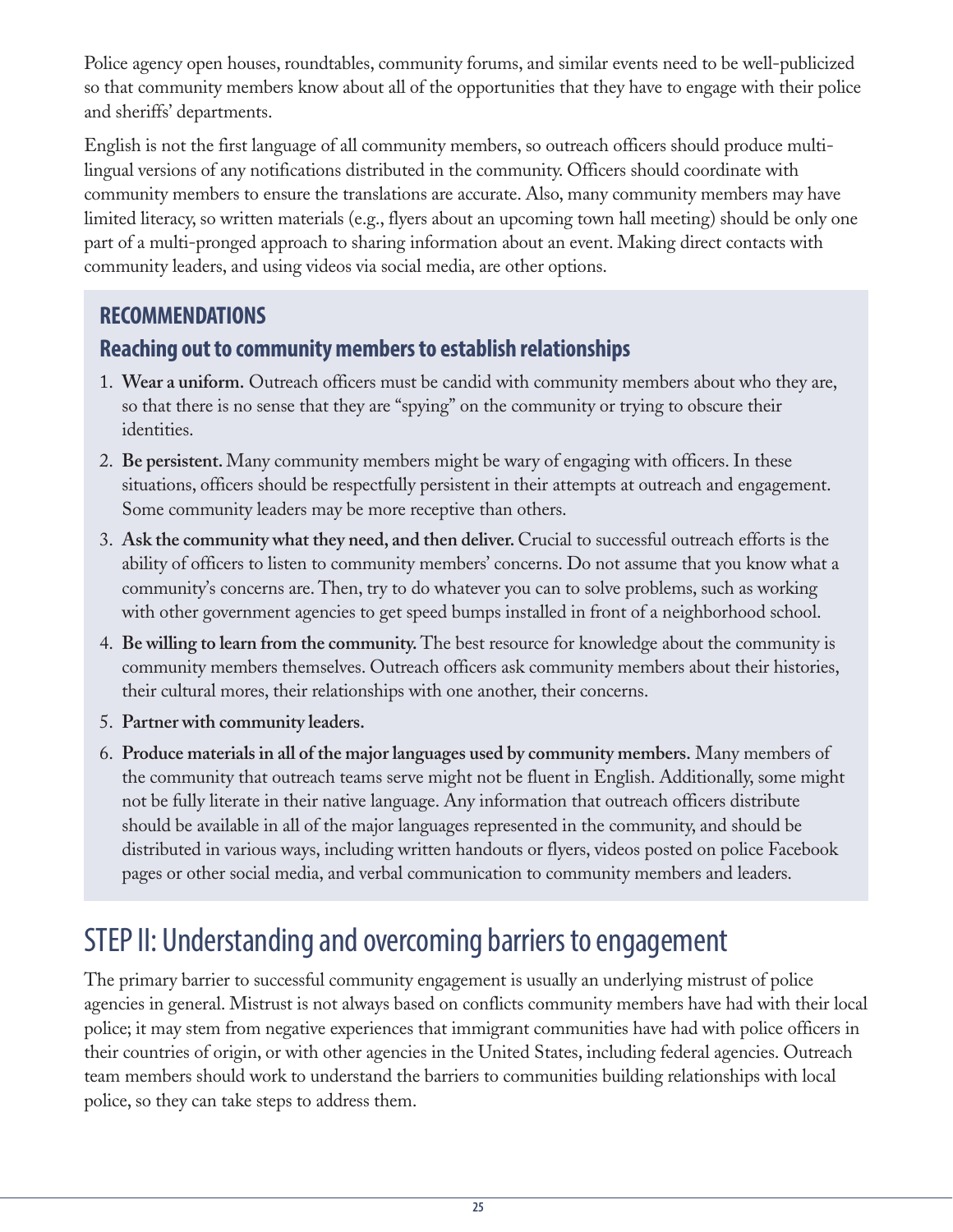Police agency open houses, roundtables, community forums, and similar events need to be well-publicized so that community members know about all of the opportunities that they have to engage with their police and sheriffs' departments.

English is not the first language of all community members, so outreach officers should produce multilingual versions of any notifications distributed in the community. Officers should coordinate with community members to ensure the translations are accurate. Also, many community members may have limited literacy, so written materials (e.g., flyers about an upcoming town hall meeting) should be only one part of a multi-pronged approach to sharing information about an event. Making direct contacts with community leaders, and using videos via social media, are other options.

### RECOMMENDATIONS

#### Reaching out to community members to establish relationships

1. **Wear a uniform.** Outreach officers must be candid with community members about who they are, so that there is no sense that they are "spying" on the community or trying to obscure their identities.
2. **Be persistent.** Many community members might be wary of engaging with officers. In these situations, officers should be respectfully persistent in their attempts at outreach and engagement. Some community leaders may be more receptive than others.
3. **Ask the community what they need, and then deliver.** Crucial to successful outreach efforts is the ability of officers to listen to community members' concerns. Do not assume that you know what a community's concerns are. Then, try to do whatever you can to solve problems, such as working with other government agencies to get speed bumps installed in front of a neighborhood school.
4. **Be willing to learn from the community.** The best resource for knowledge about the community is community members themselves. Outreach officers ask community members about their histories, their cultural mores, their relationships with one another, their concerns.
5. **Partner with community leaders.**
6. **Produce materials in all of the major languages used by community members.** Many members of the community that outreach teams serve might not be fluent in English. Additionally, some might not be fully literate in their native language. Any information that outreach officers distribute should be available in all of the major languages represented in the community, and should be distributed in various ways, including written handouts or flyers, videos posted on police Facebook pages or other social media, and verbal communication to community members and leaders.

## STEP II: Understanding and overcoming barriers to engagement

The primary barrier to successful community engagement is usually an underlying mistrust of police agencies in general. Mistrust is not always based on conflicts community members have had with their local police; it may stem from negative experiences that immigrant communities have had with police officers in their countries of origin, or with other agencies in the United States, including federal agencies. Outreach team members should work to understand the barriers to communities building relationships with local police, so they can take steps to address them.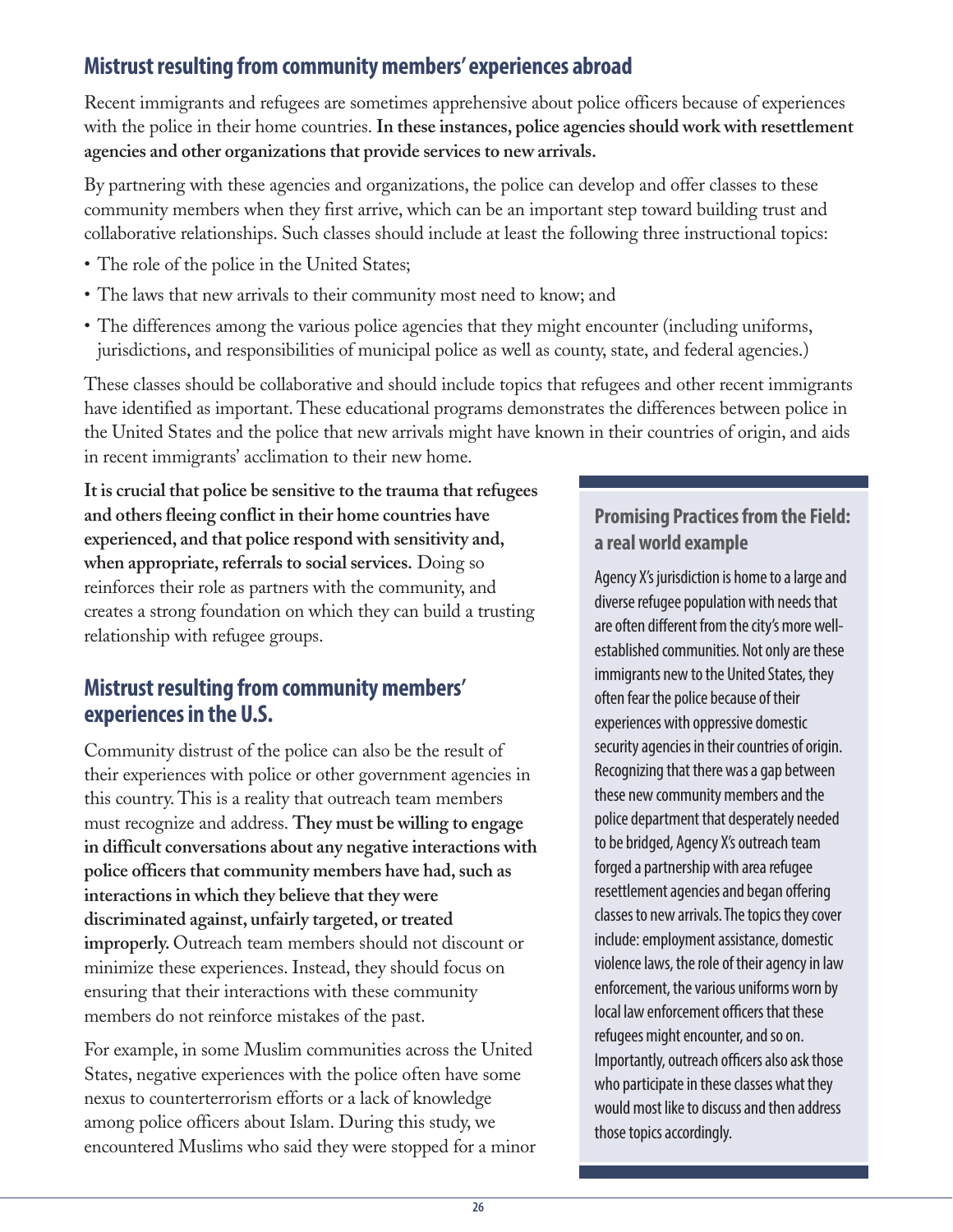## Mistrust resulting from community members' experiences abroad

Recent immigrants and refugees are sometimes apprehensive about police officers because of experiences with the police in their home countries. **In these instances, police agencies should work with resettlement agencies and other organizations that provide services to new arrivals.**

By partnering with these agencies and organizations, the police can develop and offer classes to these community members when they first arrive, which can be an important step toward building trust and collaborative relationships. Such classes should include at least the following three instructional topics:

- The role of the police in the United States;
- The laws that new arrivals to their community most need to know; and
- The differences among the various police agencies that they might encounter (including uniforms, jurisdictions, and responsibilities of municipal police as well as county, state, and federal agencies.)

These classes should be collaborative and should include topics that refugees and other recent immigrants have identified as important. These educational programs demonstrates the differences between police in the United States and the police that new arrivals might have known in their countries of origin, and aids in recent immigrants' acclimation to their new home.

**It is crucial that police be sensitive to the trauma that refugees and others fleeing conflict in their home countries have experienced, and that police respond with sensitivity and, when appropriate, referrals to social services.** Doing so reinforces their role as partners with the community, and creates a strong foundation on which they can build a trusting relationship with refugee groups.

## Mistrust resulting from community members' experiences in the U.S.

Community distrust of the police can also be the result of their experiences with police or other government agencies in this country. This is a reality that outreach team members must recognize and address. **They must be willing to engage in difficult conversations about any negative interactions with police officers that community members have had, such as interactions in which they believe that they were discriminated against, unfairly targeted, or treated improperly.** Outreach team members should not discount or minimize these experiences. Instead, they should focus on ensuring that their interactions with these community members do not reinforce mistakes of the past.

For example, in some Muslim communities across the United States, negative experiences with the police often have some nexus to counterterrorism efforts or a lack of knowledge among police officers about Islam. During this study, we encountered Muslims who said they were stopped for a minor

### Promising Practices from the Field: a real world example

Agency X's jurisdiction is home to a large and diverse refugee population with needs that are often different from the city's more well-established communities. Not only are these immigrants new to the United States, they often fear the police because of their experiences with oppressive domestic security agencies in their countries of origin. Recognizing that there was a gap between these new community members and the police department that desperately needed to be bridged, Agency X's outreach team forged a partnership with area refugee resettlement agencies and began offering classes to new arrivals. The topics they cover include: employment assistance, domestic violence laws, the role of their agency in law enforcement, the various uniforms worn by local law enforcement officers that these refugees might encounter, and so on. Importantly, outreach officers also ask those who participate in these classes what they would most like to discuss and then address those topics accordingly.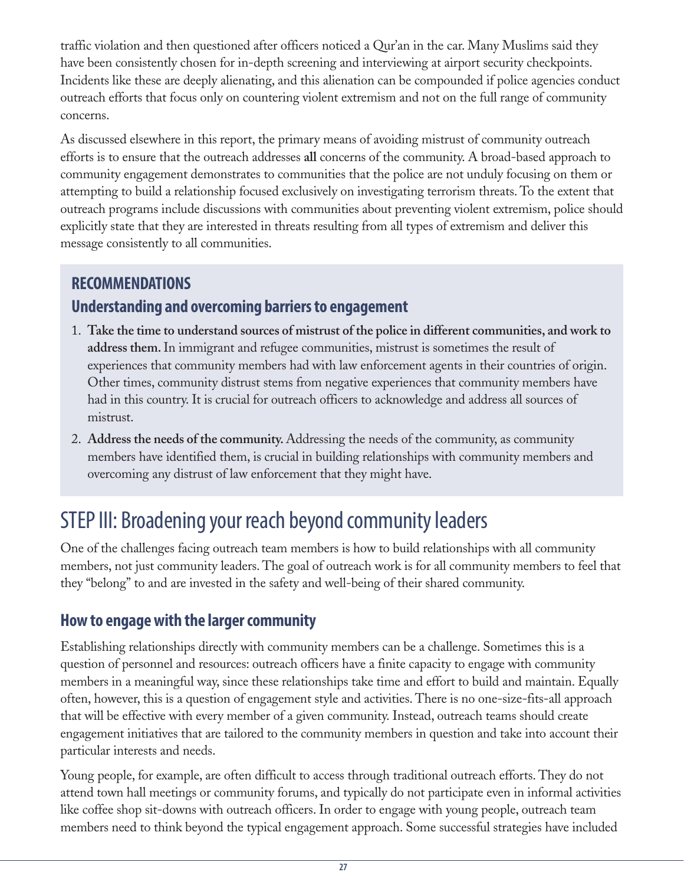traffic violation and then questioned after officers noticed a Qur'an in the car. Many Muslims said they have been consistently chosen for in-depth screening and interviewing at airport security checkpoints. Incidents like these are deeply alienating, and this alienation can be compounded if police agencies conduct outreach efforts that focus only on countering violent extremism and not on the full range of community concerns.

As discussed elsewhere in this report, the primary means of avoiding mistrust of community outreach efforts is to ensure that the outreach addresses **all** concerns of the community. A broad-based approach to community engagement demonstrates to communities that the police are not unduly focusing on them or attempting to build a relationship focused exclusively on investigating terrorism threats. To the extent that outreach programs include discussions with communities about preventing violent extremism, police should explicitly state that they are interested in threats resulting from all types of extremism and deliver this message consistently to all communities.

### RECOMMENDATIONS

### Understanding and overcoming barriers to engagement

1. **Take the time to understand sources of mistrust of the police in different communities, and work to address them.** In immigrant and refugee communities, mistrust is sometimes the result of experiences that community members had with law enforcement agents in their countries of origin. Other times, community distrust stems from negative experiences that community members have had in this country. It is crucial for outreach officers to acknowledge and address all sources of mistrust.
2. **Address the needs of the community.** Addressing the needs of the community, as community members have identified them, is crucial in building relationships with community members and overcoming any distrust of law enforcement that they might have.

## STEP III: Broadening your reach beyond community leaders

One of the challenges facing outreach team members is how to build relationships with all community members, not just community leaders. The goal of outreach work is for all community members to feel that they "belong" to and are invested in the safety and well-being of their shared community.

### How to engage with the larger community

Establishing relationships directly with community members can be a challenge. Sometimes this is a question of personnel and resources: outreach officers have a finite capacity to engage with community members in a meaningful way, since these relationships take time and effort to build and maintain. Equally often, however, this is a question of engagement style and activities. There is no one-size-fits-all approach that will be effective with every member of a given community. Instead, outreach teams should create engagement initiatives that are tailored to the community members in question and take into account their particular interests and needs.

Young people, for example, are often difficult to access through traditional outreach efforts. They do not attend town hall meetings or community forums, and typically do not participate even in informal activities like coffee shop sit-downs with outreach officers. In order to engage with young people, outreach team members need to think beyond the typical engagement approach. Some successful strategies have included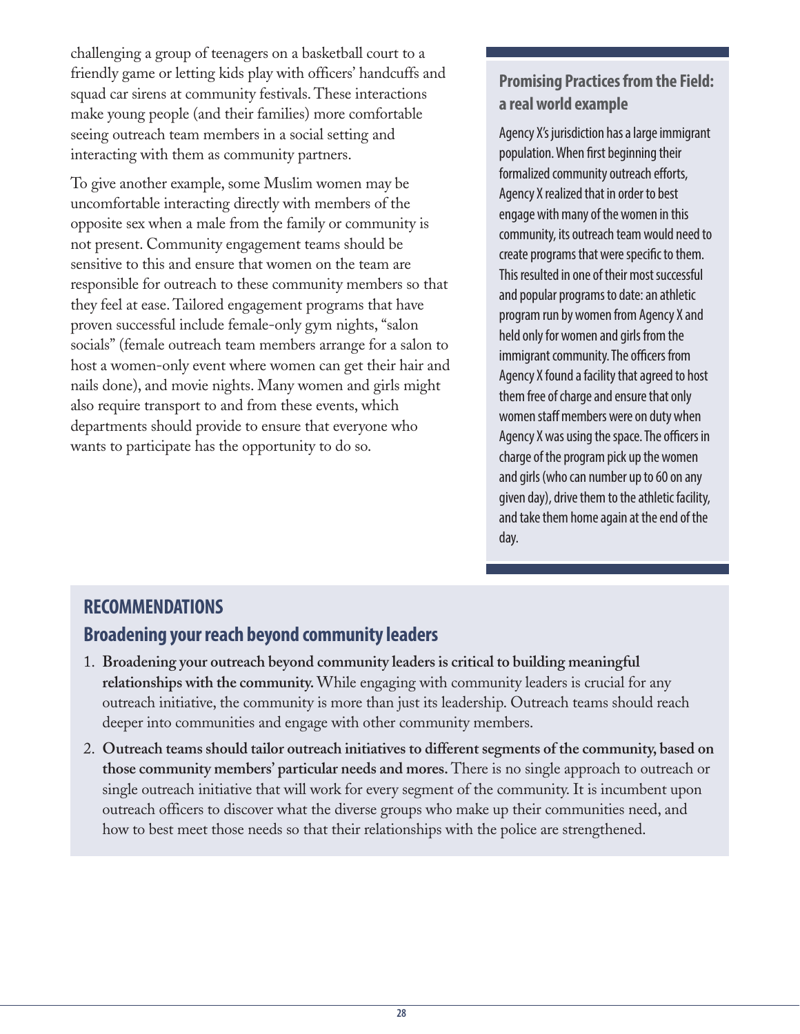challenging a group of teenagers on a basketball court to a friendly game or letting kids play with officers' handcuffs and squad car sirens at community festivals. These interactions make young people (and their families) more comfortable seeing outreach team members in a social setting and interacting with them as community partners.

To give another example, some Muslim women may be uncomfortable interacting directly with members of the opposite sex when a male from the family or community is not present. Community engagement teams should be sensitive to this and ensure that women on the team are responsible for outreach to these community members so that they feel at ease. Tailored engagement programs that have proven successful include female-only gym nights, "salon socials" (female outreach team members arrange for a salon to host a women-only event where women can get their hair and nails done), and movie nights. Many women and girls might also require transport to and from these events, which departments should provide to ensure that everyone who wants to participate has the opportunity to do so.

### Promising Practices from the Field: a real world example

Agency X's jurisdiction has a large immigrant population. When first beginning their formalized community outreach efforts, Agency X realized that in order to best engage with many of the women in this community, its outreach team would need to create programs that were specific to them. This resulted in one of their most successful and popular programs to date: an athletic program run by women from Agency X and held only for women and girls from the immigrant community. The officers from Agency X found a facility that agreed to host them free of charge and ensure that only women staff members were on duty when Agency X was using the space. The officers in charge of the program pick up the women and girls (who can number up to 60 on any given day), drive them to the athletic facility, and take them home again at the end of the day.

## RECOMMENDATIONS

### Broadening your reach beyond community leaders

1. **Broadening your outreach beyond community leaders is critical to building meaningful relationships with the community.** While engaging with community leaders is crucial for any outreach initiative, the community is more than just its leadership. Outreach teams should reach deeper into communities and engage with other community members.
2. **Outreach teams should tailor outreach initiatives to different segments of the community, based on those community members' particular needs and mores.** There is no single approach to outreach or single outreach initiative that will work for every segment of the community. It is incumbent upon outreach officers to discover what the diverse groups who make up their communities need, and how to best meet those needs so that their relationships with the police are strengthened.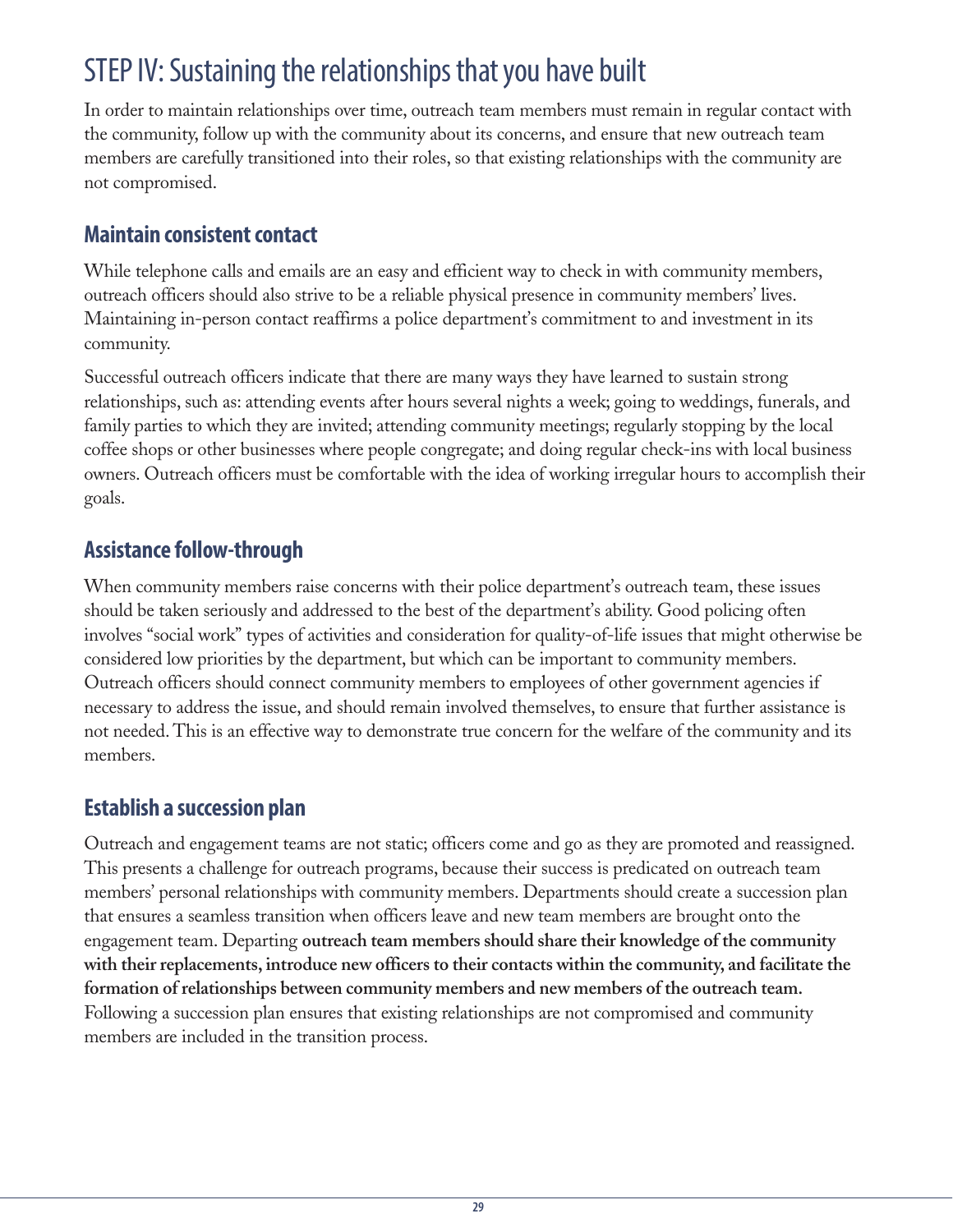# STEP IV: Sustaining the relationships that you have built

In order to maintain relationships over time, outreach team members must remain in regular contact with the community, follow up with the community about its concerns, and ensure that new outreach team members are carefully transitioned into their roles, so that existing relationships with the community are not compromised.

## Maintain consistent contact

While telephone calls and emails are an easy and efficient way to check in with community members, outreach officers should also strive to be a reliable physical presence in community members' lives. Maintaining in-person contact reaffirms a police department's commitment to and investment in its community.

Successful outreach officers indicate that there are many ways they have learned to sustain strong relationships, such as: attending events after hours several nights a week; going to weddings, funerals, and family parties to which they are invited; attending community meetings; regularly stopping by the local coffee shops or other businesses where people congregate; and doing regular check-ins with local business owners. Outreach officers must be comfortable with the idea of working irregular hours to accomplish their goals.

## Assistance follow-through

When community members raise concerns with their police department's outreach team, these issues should be taken seriously and addressed to the best of the department's ability. Good policing often involves "social work" types of activities and consideration for quality-of-life issues that might otherwise be considered low priorities by the department, but which can be important to community members. Outreach officers should connect community members to employees of other government agencies if necessary to address the issue, and should remain involved themselves, to ensure that further assistance is not needed. This is an effective way to demonstrate true concern for the welfare of the community and its members.

## Establish a succession plan

Outreach and engagement teams are not static; officers come and go as they are promoted and reassigned. This presents a challenge for outreach programs, because their success is predicated on outreach team members' personal relationships with community members. Departments should create a succession plan that ensures a seamless transition when officers leave and new team members are brought onto the engagement team. Departing **outreach team members should share their knowledge of the community with their replacements, introduce new officers to their contacts within the community, and facilitate the formation of relationships between community members and new members of the outreach team.** Following a succession plan ensures that existing relationships are not compromised and community members are included in the transition process.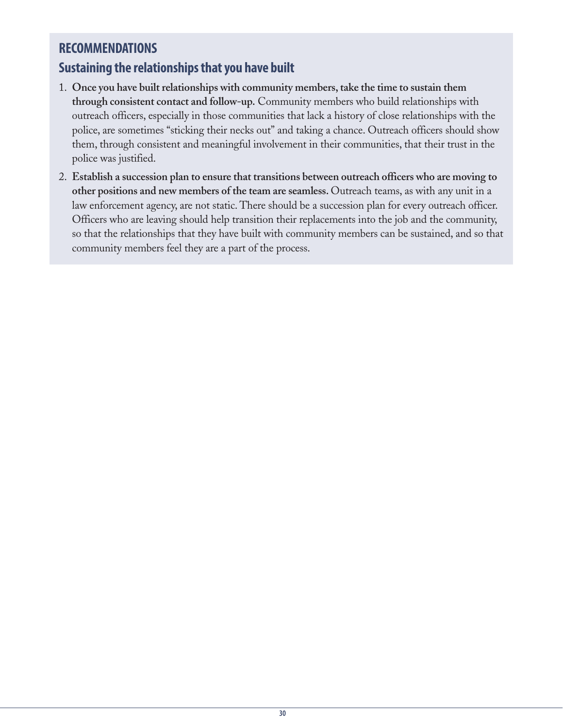## RECOMMENDATIONS

### Sustaining the relationships that you have built

1. **Once you have built relationships with community members, take the time to sustain them through consistent contact and follow-up.** Community members who build relationships with outreach officers, especially in those communities that lack a history of close relationships with the police, are sometimes "sticking their necks out" and taking a chance. Outreach officers should show them, through consistent and meaningful involvement in their communities, that their trust in the police was justified.
2. **Establish a succession plan to ensure that transitions between outreach officers who are moving to other positions and new members of the team are seamless.** Outreach teams, as with any unit in a law enforcement agency, are not static. There should be a succession plan for every outreach officer. Officers who are leaving should help transition their replacements into the job and the community, so that the relationships that they have built with community members can be sustained, and so that community members feel they are a part of the process.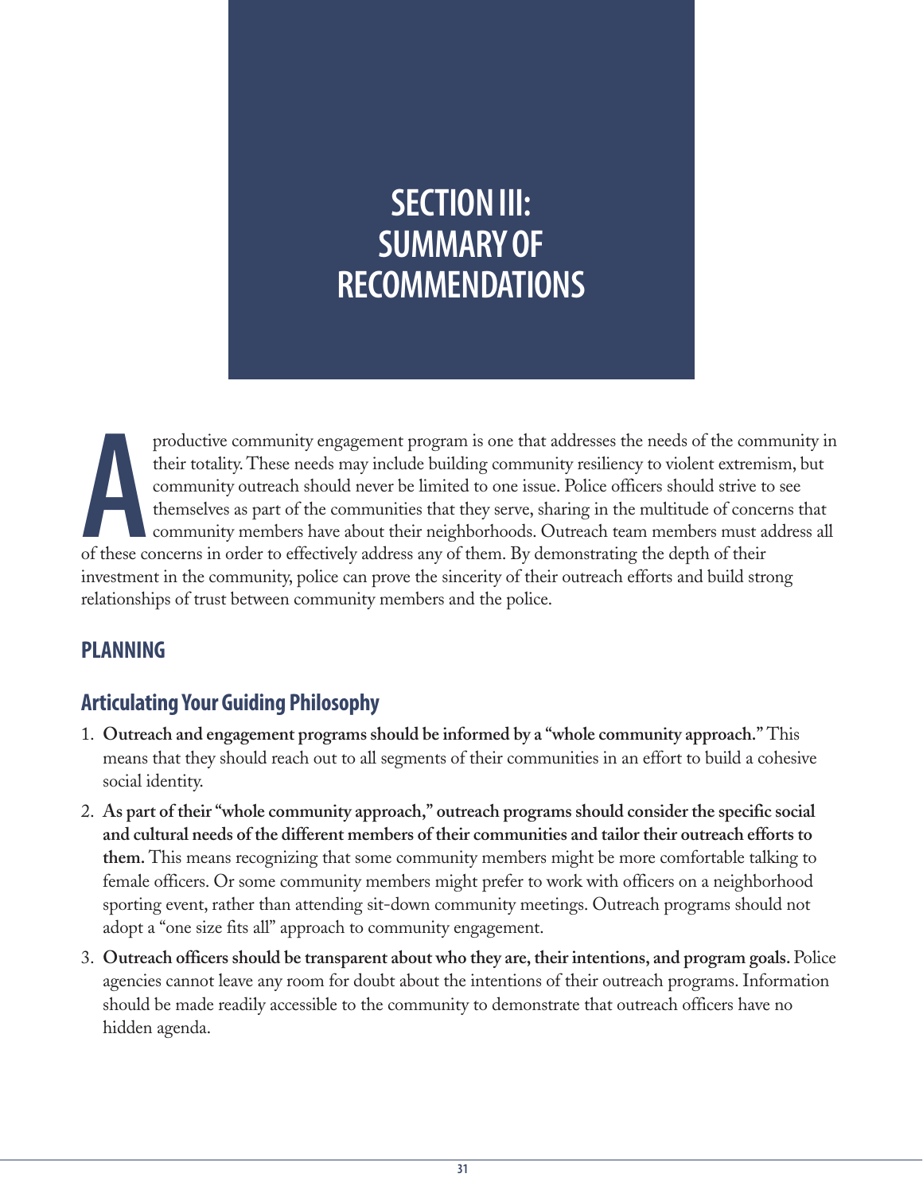# SECTION III: SUMMARY OF RECOMMENDATIONS

A productive community engagement program is one that addresses the needs of the community in their totality. These needs may include building community resiliency to violent extremism, but community outreach should never be limited to one issue. Police officers should strive to see themselves as part of the communities that they serve, sharing in the multitude of concerns that community members have about their neighborhoods. Outreach team members must address all of these concerns in order to effectively address any of them. By demonstrating the depth of their investment in the community, police can prove the sincerity of their outreach efforts and build strong relationships of trust between community members and the police.

## PLANNING

### Articulating Your Guiding Philosophy

1. **Outreach and engagement programs should be informed by a "whole community approach."** This means that they should reach out to all segments of their communities in an effort to build a cohesive social identity.
2. **As part of their "whole community approach," outreach programs should consider the specific social and cultural needs of the different members of their communities and tailor their outreach efforts to them.** This means recognizing that some community members might be more comfortable talking to female officers. Or some community members might prefer to work with officers on a neighborhood sporting event, rather than attending sit-down community meetings. Outreach programs should not adopt a "one size fits all" approach to community engagement.
3. **Outreach officers should be transparent about who they are, their intentions, and program goals.** Police agencies cannot leave any room for doubt about the intentions of their outreach programs. Information should be made readily accessible to the community to demonstrate that outreach officers have no hidden agenda.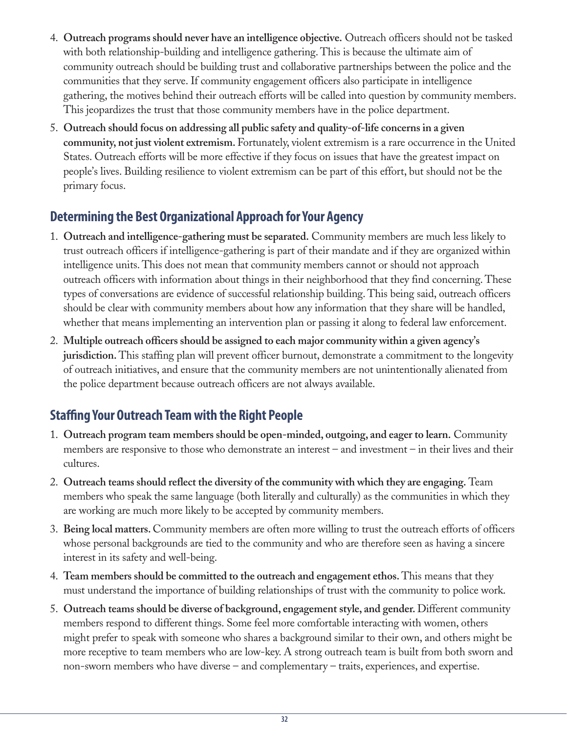4. **Outreach programs should never have an intelligence objective.** Outreach officers should not be tasked with both relationship-building and intelligence gathering. This is because the ultimate aim of community outreach should be building trust and collaborative partnerships between the police and the communities that they serve. If community engagement officers also participate in intelligence gathering, the motives behind their outreach efforts will be called into question by community members. This jeopardizes the trust that those community members have in the police department.
5. **Outreach should focus on addressing all public safety and quality-of-life concerns in a given community, not just violent extremism.** Fortunately, violent extremism is a rare occurrence in the United States. Outreach efforts will be more effective if they focus on issues that have the greatest impact on people's lives. Building resilience to violent extremism can be part of this effort, but should not be the primary focus.

## Determining the Best Organizational Approach for Your Agency

1. **Outreach and intelligence-gathering must be separated.** Community members are much less likely to trust outreach officers if intelligence-gathering is part of their mandate and if they are organized within intelligence units. This does not mean that community members cannot or should not approach outreach officers with information about things in their neighborhood that they find concerning. These types of conversations are evidence of successful relationship building. This being said, outreach officers should be clear with community members about how any information that they share will be handled, whether that means implementing an intervention plan or passing it along to federal law enforcement.
2. **Multiple outreach officers should be assigned to each major community within a given agency's jurisdiction.** This staffing plan will prevent officer burnout, demonstrate a commitment to the longevity of outreach initiatives, and ensure that the community members are not unintentionally alienated from the police department because outreach officers are not always available.

## Staffing Your Outreach Team with the Right People

1. **Outreach program team members should be open-minded, outgoing, and eager to learn.** Community members are responsive to those who demonstrate an interest – and investment – in their lives and their cultures.
2. **Outreach teams should reflect the diversity of the community with which they are engaging.** Team members who speak the same language (both literally and culturally) as the communities in which they are working are much more likely to be accepted by community members.
3. **Being local matters.** Community members are often more willing to trust the outreach efforts of officers whose personal backgrounds are tied to the community and who are therefore seen as having a sincere interest in its safety and well-being.
4. **Team members should be committed to the outreach and engagement ethos.** This means that they must understand the importance of building relationships of trust with the community to police work.
5. **Outreach teams should be diverse of background, engagement style, and gender.** Different community members respond to different things. Some feel more comfortable interacting with women, others might prefer to speak with someone who shares a background similar to their own, and others might be more receptive to team members who are low-key. A strong outreach team is built from both sworn and non-sworn members who have diverse – and complementary – traits, experiences, and expertise.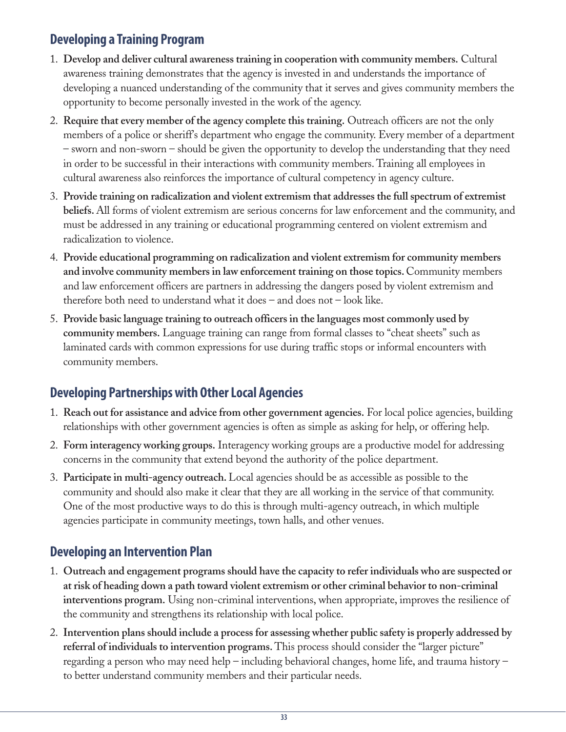## Developing a Training Program

1. **Develop and deliver cultural awareness training in cooperation with community members.** Cultural awareness training demonstrates that the agency is invested in and understands the importance of developing a nuanced understanding of the community that it serves and gives community members the opportunity to become personally invested in the work of the agency.
2. **Require that every member of the agency complete this training.** Outreach officers are not the only members of a police or sheriff's department who engage the community. Every member of a department – sworn and non-sworn – should be given the opportunity to develop the understanding that they need in order to be successful in their interactions with community members. Training all employees in cultural awareness also reinforces the importance of cultural competency in agency culture.
3. **Provide training on radicalization and violent extremism that addresses the full spectrum of extremist beliefs.** All forms of violent extremism are serious concerns for law enforcement and the community, and must be addressed in any training or educational programming centered on violent extremism and radicalization to violence.
4. **Provide educational programming on radicalization and violent extremism for community members and involve community members in law enforcement training on those topics.** Community members and law enforcement officers are partners in addressing the dangers posed by violent extremism and therefore both need to understand what it does – and does not – look like.
5. **Provide basic language training to outreach officers in the languages most commonly used by community members.** Language training can range from formal classes to "cheat sheets" such as laminated cards with common expressions for use during traffic stops or informal encounters with community members.

## Developing Partnerships with Other Local Agencies

1. **Reach out for assistance and advice from other government agencies.** For local police agencies, building relationships with other government agencies is often as simple as asking for help, or offering help.
2. **Form interagency working groups.** Interagency working groups are a productive model for addressing concerns in the community that extend beyond the authority of the police department.
3. **Participate in multi-agency outreach.** Local agencies should be as accessible as possible to the community and should also make it clear that they are all working in the service of that community. One of the most productive ways to do this is through multi-agency outreach, in which multiple agencies participate in community meetings, town halls, and other venues.

## Developing an Intervention Plan

1. **Outreach and engagement programs should have the capacity to refer individuals who are suspected or at risk of heading down a path toward violent extremism or other criminal behavior to non-criminal interventions program.** Using non-criminal interventions, when appropriate, improves the resilience of the community and strengthens its relationship with local police.
2. **Intervention plans should include a process for assessing whether public safety is properly addressed by referral of individuals to intervention programs.** This process should consider the "larger picture" regarding a person who may need help – including behavioral changes, home life, and trauma history – to better understand community members and their particular needs.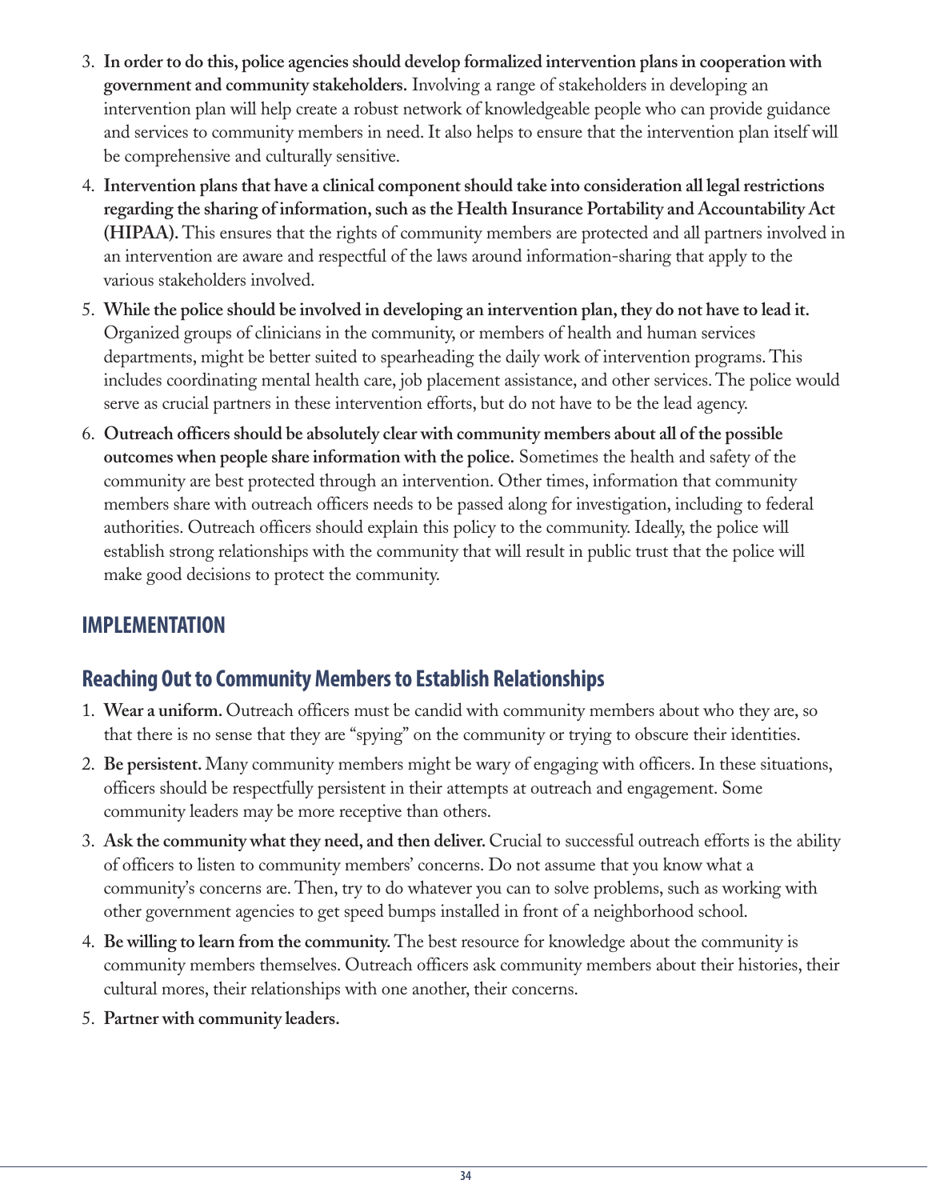3. **In order to do this, police agencies should develop formalized intervention plans in cooperation with government and community stakeholders.** Involving a range of stakeholders in developing an intervention plan will help create a robust network of knowledgeable people who can provide guidance and services to community members in need. It also helps to ensure that the intervention plan itself will be comprehensive and culturally sensitive.
4. **Intervention plans that have a clinical component should take into consideration all legal restrictions regarding the sharing of information, such as the Health Insurance Portability and Accountability Act (HIPAA).** This ensures that the rights of community members are protected and all partners involved in an intervention are aware and respectful of the laws around information-sharing that apply to the various stakeholders involved.
5. **While the police should be involved in developing an intervention plan, they do not have to lead it.** Organized groups of clinicians in the community, or members of health and human services departments, might be better suited to spearheading the daily work of intervention programs. This includes coordinating mental health care, job placement assistance, and other services. The police would serve as crucial partners in these intervention efforts, but do not have to be the lead agency.
6. **Outreach officers should be absolutely clear with community members about all of the possible outcomes when people share information with the police.** Sometimes the health and safety of the community are best protected through an intervention. Other times, information that community members share with outreach officers needs to be passed along for investigation, including to federal authorities. Outreach officers should explain this policy to the community. Ideally, the police will establish strong relationships with the community that will result in public trust that the police will make good decisions to protect the community.

## IMPLEMENTATION

### Reaching Out to Community Members to Establish Relationships

1. **Wear a uniform.** Outreach officers must be candid with community members about who they are, so that there is no sense that they are "spying" on the community or trying to obscure their identities.
2. **Be persistent.** Many community members might be wary of engaging with officers. In these situations, officers should be respectfully persistent in their attempts at outreach and engagement. Some community leaders may be more receptive than others.
3. **Ask the community what they need, and then deliver.** Crucial to successful outreach efforts is the ability of officers to listen to community members' concerns. Do not assume that you know what a community's concerns are. Then, try to do whatever you can to solve problems, such as working with other government agencies to get speed bumps installed in front of a neighborhood school.
4. **Be willing to learn from the community.** The best resource for knowledge about the community is community members themselves. Outreach officers ask community members about their histories, their cultural mores, their relationships with one another, their concerns.
5. **Partner with community leaders.**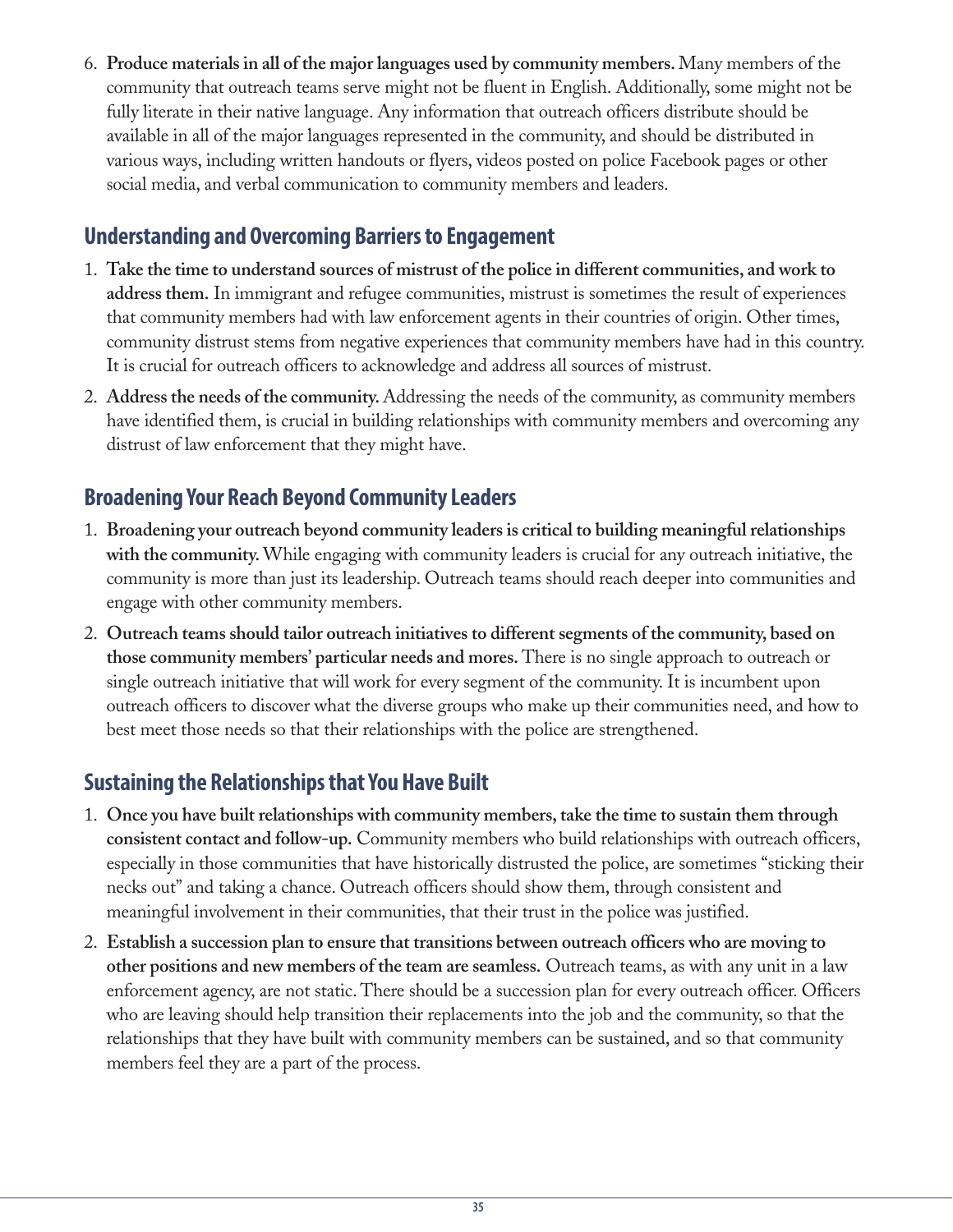6. **Produce materials in all of the major languages used by community members.** Many members of the community that outreach teams serve might not be fluent in English. Additionally, some might not be fully literate in their native language. Any information that outreach officers distribute should be available in all of the major languages represented in the community, and should be distributed in various ways, including written handouts or flyers, videos posted on police Facebook pages or other social media, and verbal communication to community members and leaders.

## Understanding and Overcoming Barriers to Engagement

1. **Take the time to understand sources of mistrust of the police in different communities, and work to address them.** In immigrant and refugee communities, mistrust is sometimes the result of experiences that community members had with law enforcement agents in their countries of origin. Other times, community distrust stems from negative experiences that community members have had in this country. It is crucial for outreach officers to acknowledge and address all sources of mistrust.
2. **Address the needs of the community.** Addressing the needs of the community, as community members have identified them, is crucial in building relationships with community members and overcoming any distrust of law enforcement that they might have.

## Broadening Your Reach Beyond Community Leaders

1. **Broadening your outreach beyond community leaders is critical to building meaningful relationships with the community.** While engaging with community leaders is crucial for any outreach initiative, the community is more than just its leadership. Outreach teams should reach deeper into communities and engage with other community members.
2. **Outreach teams should tailor outreach initiatives to different segments of the community, based on those community members' particular needs and mores.** There is no single approach to outreach or single outreach initiative that will work for every segment of the community. It is incumbent upon outreach officers to discover what the diverse groups who make up their communities need, and how to best meet those needs so that their relationships with the police are strengthened.

## Sustaining the Relationships that You Have Built

1. **Once you have built relationships with community members, take the time to sustain them through consistent contact and follow-up.** Community members who build relationships with outreach officers, especially in those communities that have historically distrusted the police, are sometimes "sticking their necks out" and taking a chance. Outreach officers should show them, through consistent and meaningful involvement in their communities, that their trust in the police was justified.
2. **Establish a succession plan to ensure that transitions between outreach officers who are moving to other positions and new members of the team are seamless.** Outreach teams, as with any unit in a law enforcement agency, are not static. There should be a succession plan for every outreach officer. Officers who are leaving should help transition their replacements into the job and the community, so that the relationships that they have built with community members can be sustained, and so that community members feel they are a part of the process.